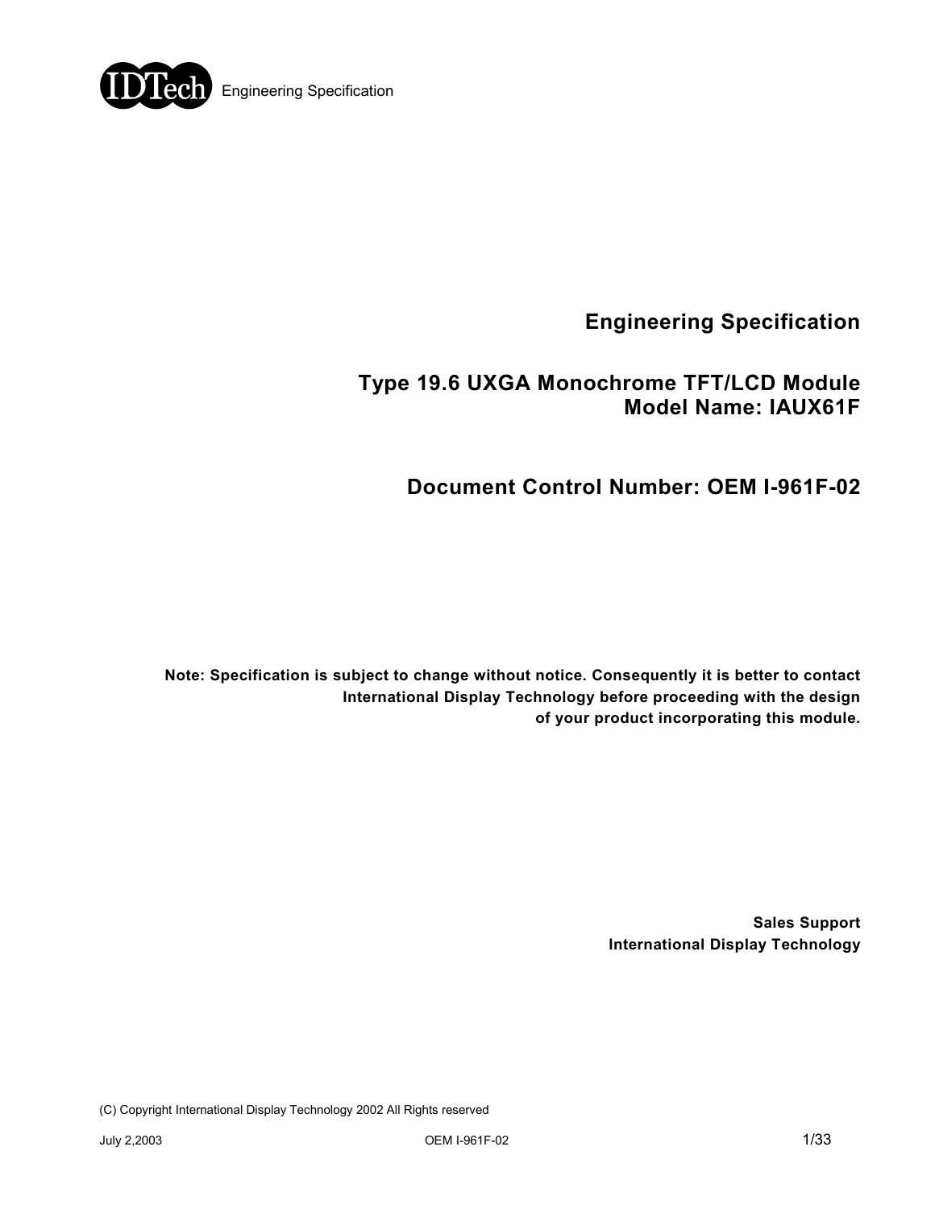# Engineering Specification

## Type 19.6 UXGA Monochrome TFT/LCD Module
## Model Name: IAUX61F

## Document Control Number: OEM I-961F-02

**Note: Specification is subject to change without notice. Consequently it is better to contact International Display Technology before proceeding with the design of your product incorporating this module.**

**Sales Support**
**International Display Technology**

(C) Copyright International Display Technology 2002 All Rights reserved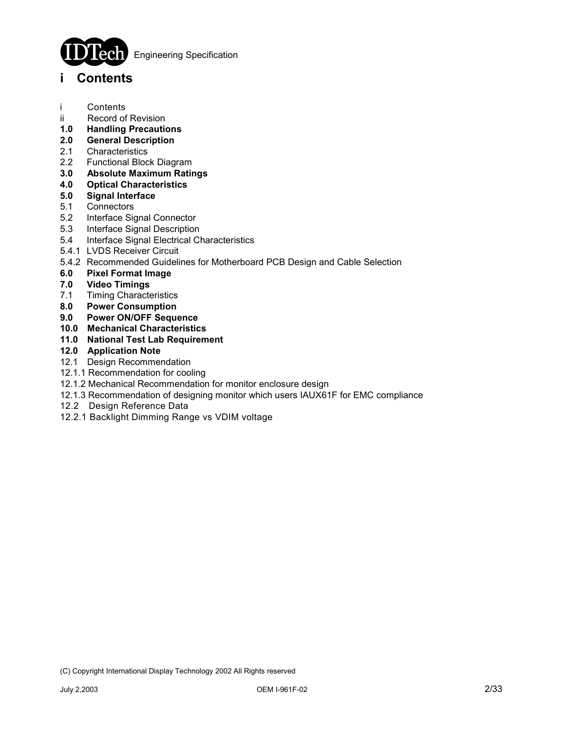# i Contents

- i Contents
- ii Record of Revision
- **1.0 Handling Precautions**
- **2.0 General Description**
- 2.1 Characteristics
- 2.2 Functional Block Diagram
- **3.0 Absolute Maximum Ratings**
- **4.0 Optical Characteristics**
- **5.0 Signal Interface**
- 5.1 Connectors
- 5.2 Interface Signal Connector
- 5.3 Interface Signal Description
- 5.4 Interface Signal Electrical Characteristics
- 5.4.1 LVDS Receiver Circuit
- 5.4.2 Recommended Guidelines for Motherboard PCB Design and Cable Selection
- **6.0 Pixel Format Image**
- **7.0 Video Timings**
- 7.1 Timing Characteristics
- **8.0 Power Consumption**
- **9.0 Power ON/OFF Sequence**
- **10.0 Mechanical Characteristics**
- **11.0 National Test Lab Requirement**
- **12.0 Application Note**
- 12.1 Design Recommendation
- 12.1.1 Recommendation for cooling
- 12.1.2 Mechanical Recommendation for monitor enclosure design
- 12.1.3 Recommendation of designing monitor which users IAUX61F for EMC compliance
- 12.2 Design Reference Data
- 12.2.1 Backlight Dimming Range vs VDIM voltage

(C) Copyright International Display Technology 2002 All Rights reserved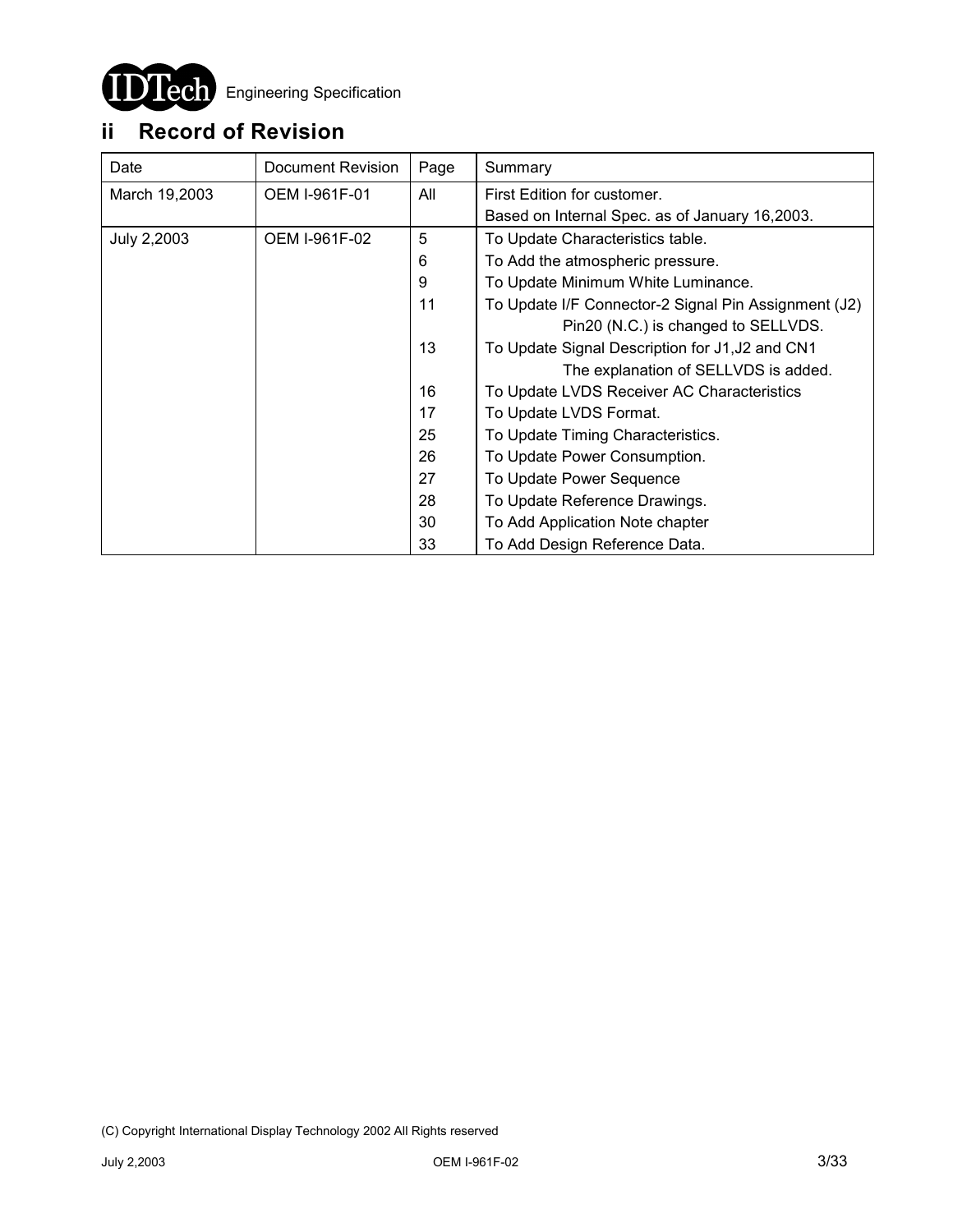## ii Record of Revision

| Date | Document Revision | Page | Summary |
| --- | --- | --- | --- |
| March 19,2003 | OEM I-961F-01 | All | First Edition for customer. Based on Internal Spec. as of January 16,2003. |
| July 2,2003 | OEM I-961F-02 | 5 | To Update Characteristics table. |
| | | 6 | To Add the atmospheric pressure. |
| | | 9 | To Update Minimum White Luminance. |
| | | 11 | To Update I/F Connector-2 Signal Pin Assignment (J2) Pin20 (N.C.) is changed to SELLVDS. |
| | | 13 | To Update Signal Description for J1,J2 and CN1 The explanation of SELLVDS is added. |
| | | 16 | To Update LVDS Receiver AC Characteristics |
| | | 17 | To Update LVDS Format. |
| | | 25 | To Update Timing Characteristics. |
| | | 26 | To Update Power Consumption. |
| | | 27 | To Update Power Sequence |
| | | 28 | To Update Reference Drawings. |
| | | 30 | To Add Application Note chapter |
| | | 33 | To Add Design Reference Data. |

(C) Copyright International Display Technology 2002 All Rights reserved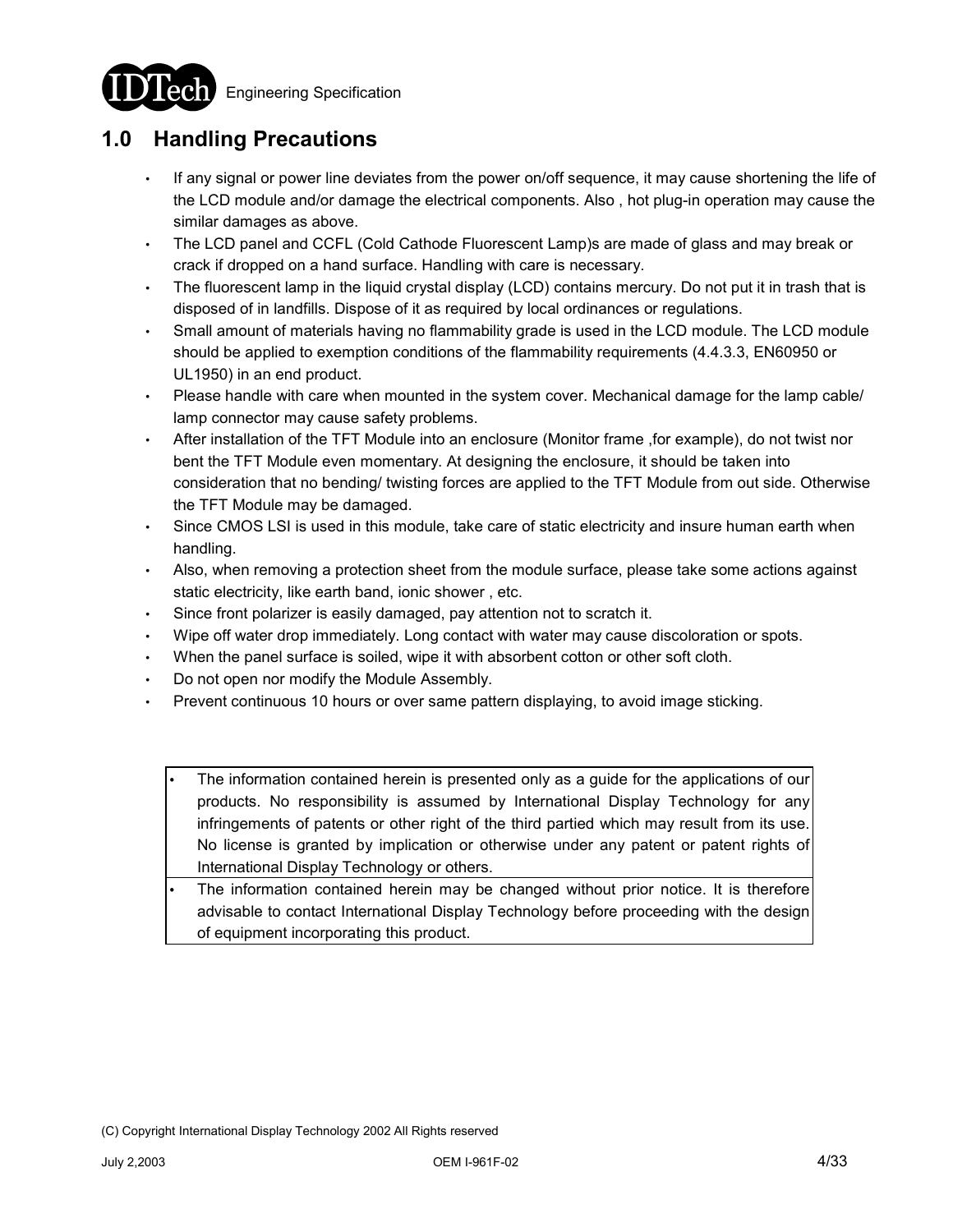## 1.0 Handling Precautions

- If any signal or power line deviates from the power on/off sequence, it may cause shortening the life of the LCD module and/or damage the electrical components. Also , hot plug-in operation may cause the similar damages as above.
- The LCD panel and CCFL (Cold Cathode Fluorescent Lamp)s are made of glass and may break or crack if dropped on a hand surface. Handling with care is necessary.
- The fluorescent lamp in the liquid crystal display (LCD) contains mercury. Do not put it in trash that is disposed of in landfills. Dispose of it as required by local ordinances or regulations.
- Small amount of materials having no flammability grade is used in the LCD module. The LCD module should be applied to exemption conditions of the flammability requirements (4.4.3.3, EN60950 or UL1950) in an end product.
- Please handle with care when mounted in the system cover. Mechanical damage for the lamp cable/ lamp connector may cause safety problems.
- After installation of the TFT Module into an enclosure (Monitor frame ,for example), do not twist nor bent the TFT Module even momentary. At designing the enclosure, it should be taken into consideration that no bending/ twisting forces are applied to the TFT Module from out side. Otherwise the TFT Module may be damaged.
- Since CMOS LSI is used in this module, take care of static electricity and insure human earth when handling.
- Also, when removing a protection sheet from the module surface, please take some actions against static electricity, like earth band, ionic shower , etc.
- Since front polarizer is easily damaged, pay attention not to scratch it.
- Wipe off water drop immediately. Long contact with water may cause discoloration or spots.
- When the panel surface is soiled, wipe it with absorbent cotton or other soft cloth.
- Do not open nor modify the Module Assembly.
- Prevent continuous 10 hours or over same pattern displaying, to avoid image sticking.

- The information contained herein is presented only as a guide for the applications of our products. No responsibility is assumed by International Display Technology for any infringements of patents or other right of the third partied which may result from its use. No license is granted by implication or otherwise under any patent or patent rights of International Display Technology or others.
- The information contained herein may be changed without prior notice. It is therefore advisable to contact International Display Technology before proceeding with the design of equipment incorporating this product.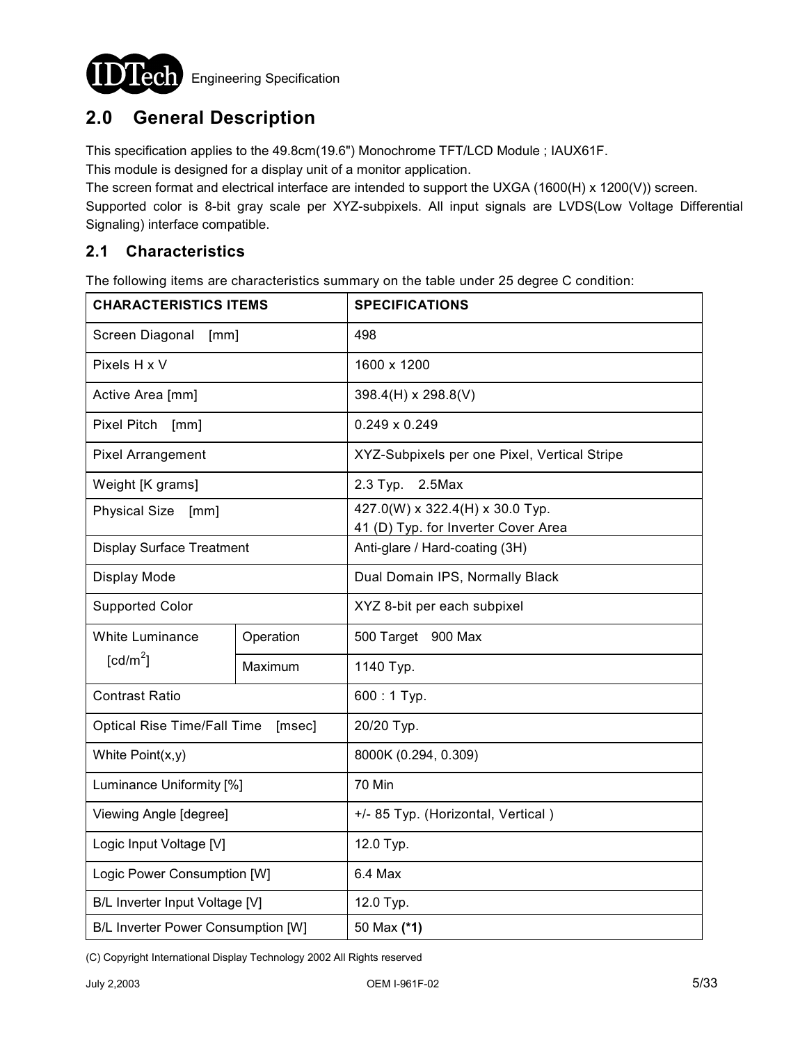## 2.0 General Description

This specification applies to the 49.8cm(19.6") Monochrome TFT/LCD Module ; IAUX61F.
This module is designed for a display unit of a monitor application.
The screen format and electrical interface are intended to support the UXGA (1600(H) x 1200(V)) screen.
Supported color is 8-bit gray scale per XYZ-subpixels. All input signals are LVDS(Low Voltage Differential Signaling) interface compatible.

### 2.1 Characteristics

The following items are characteristics summary on the table under 25 degree C condition:

| CHARACTERISTICS ITEMS | | SPECIFICATIONS |
|---|---|---|
| Screen Diagonal [mm] | | 498 |
| Pixels H x V | | 1600 x 1200 |
| Active Area [mm] | | 398.4(H) x 298.8(V) |
| Pixel Pitch [mm] | | 0.249 x 0.249 |
| Pixel Arrangement | | XYZ-Subpixels per one Pixel, Vertical Stripe |
| Weight [K grams] | | 2.3 Typ. 2.5Max |
| Physical Size [mm] | | 427.0(W) x 322.4(H) x 30.0 Typ.<br>41 (D) Typ. for Inverter Cover Area |
| Display Surface Treatment | | Anti-glare / Hard-coating (3H) |
| Display Mode | | Dual Domain IPS, Normally Black |
| Supported Color | | XYZ 8-bit per each subpixel |
| White Luminance [cd/m$^2$] | Operation | 500 Target 900 Max |
| | Maximum | 1140 Typ. |
| Contrast Ratio | | 600 : 1 Typ. |
| Optical Rise Time/Fall Time [msec] | | 20/20 Typ. |
| White Point(x,y) | | 8000K (0.294, 0.309) |
| Luminance Uniformity [%] | | 70 Min |
| Viewing Angle [degree] | | +/- 85 Typ. (Horizontal, Vertical ) |
| Logic Input Voltage [V] | | 12.0 Typ. |
| Logic Power Consumption [W] | | 6.4 Max |
| B/L Inverter Input Voltage [V] | | 12.0 Typ. |
| B/L Inverter Power Consumption [W] | | 50 Max **(*1)** |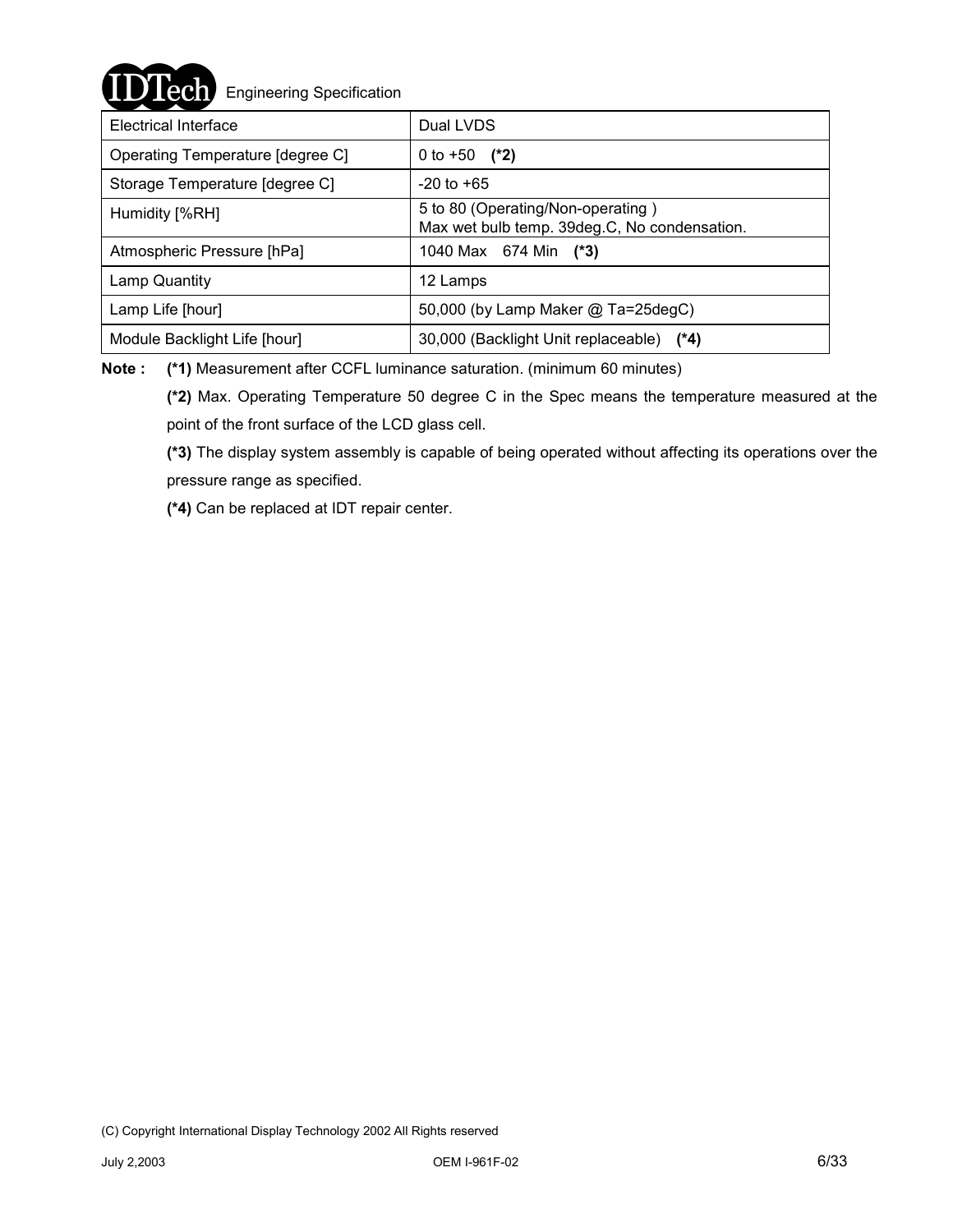| Electrical Interface | Dual LVDS |
| --- | --- |
| Operating Temperature [degree C] | 0 to +50 **(*2)** |
| Storage Temperature [degree C] | -20 to +65 |
| Humidity [%RH] | 5 to 80 (Operating/Non-operating )<br>Max wet bulb temp. 39deg.C, No condensation. |
| Atmospheric Pressure [hPa] | 1040 Max 674 Min **(*3)** |
| Lamp Quantity | 12 Lamps |
| Lamp Life [hour] | 50,000 (by Lamp Maker @ Ta=25degC) |
| Module Backlight Life [hour] | 30,000 (Backlight Unit replaceable) **(*4)** |

**Note :** **(*1)** Measurement after CCFL luminance saturation. (minimum 60 minutes)

**(*2)** Max. Operating Temperature 50 degree C in the Spec means the temperature measured at the point of the front surface of the LCD glass cell.

**(*3)** The display system assembly is capable of being operated without affecting its operations over the pressure range as specified.

**(*4)** Can be replaced at IDT repair center.

(C) Copyright International Display Technology 2002 All Rights reserved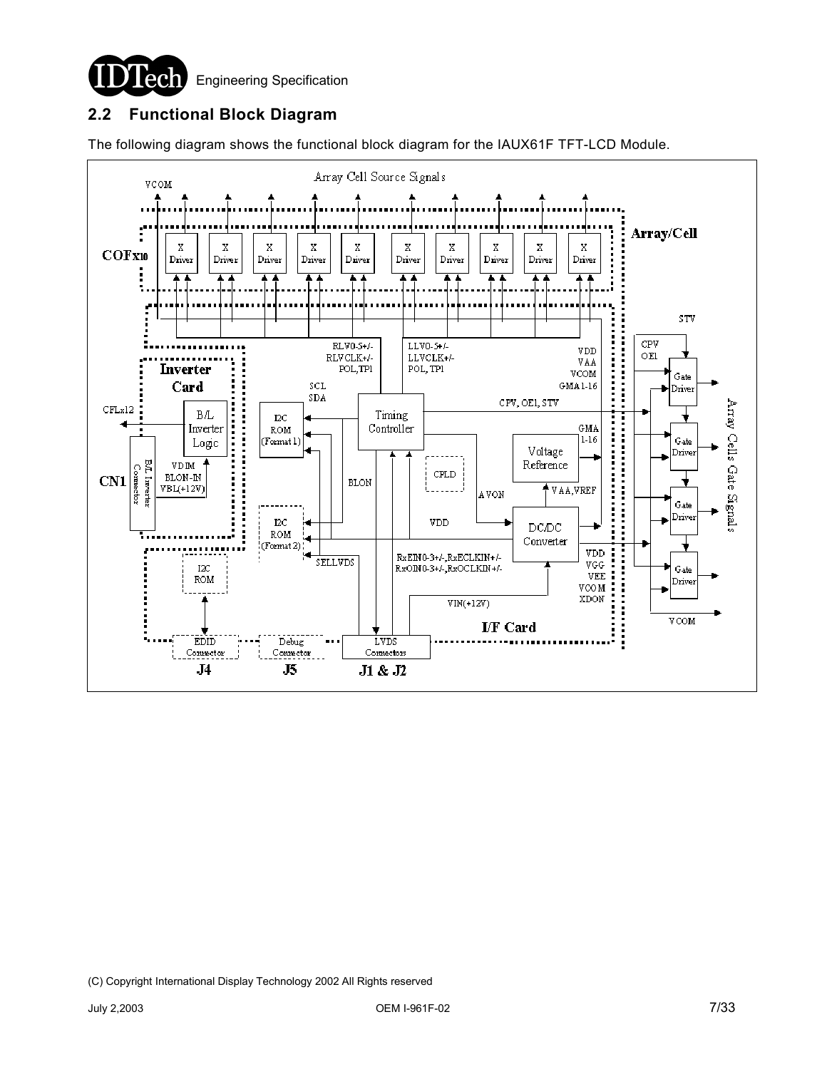## 2.2 Functional Block Diagram

The following diagram shows the functional block diagram for the IAUX61F TFT-LCD Module.

VCOM

Array Cell Source Signals

COFx10

X Driver | X Driver | X Driver | X Driver | X Driver | X Driver | X Driver | X Driver | X Driver | X Driver

Array/Cell

STV

RLV0-5+/-
RLVCLK+/-
POL,TP1

LLV0-5+/-
LLVCLK+/-
POL,TP1

VDD
VAA
VCOM
GMA1-16

CPV
OE1

Inverter Card

CFLx12

B/L Inverter Logic

SCL
SDA

I2C ROM (Format 1)

Timing Controller

CPV, OE1, STV

GMA 1-16

Gate Driver

Array Cells Gate Signals

CN1

B/L Inverter Connector

VDIM
BLON-IN
VBL(+12V)

BLON

CPLD

Voltage Reference

VAA,VREF

AVON

I2C ROM (Format 2)

VDD

DC/DC Converter

VDD
VGG
VEE
VCOM
XDON

SELLVDS

RxEIN0-3+/-,RxECLKIN+/-
RxOIN0-3+/-,RxOCLKIN+/-

I2C ROM

VIN(+12V)

VCOM

I/F Card

EDID Connector — J4

Debug Connector — J5

LVDS Connectors — J1 & J2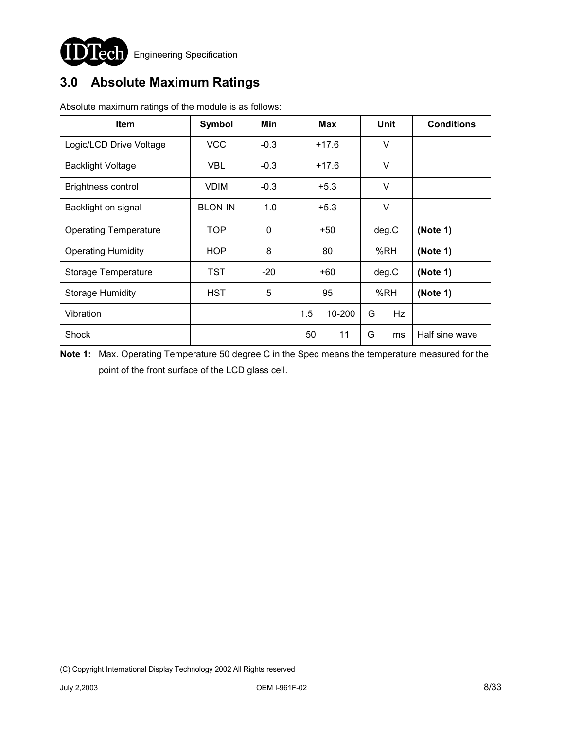# 3.0 Absolute Maximum Ratings

Absolute maximum ratings of the module is as follows:

| Item | Symbol | Min | Max | Unit | Conditions |
|---|---|---|---|---|---|
| Logic/LCD Drive Voltage | VCC | -0.3 | +17.6 | V | |
| Backlight Voltage | VBL | -0.3 | +17.6 | V | |
| Brightness control | VDIM | -0.3 | +5.3 | V | |
| Backlight on signal | BLON-IN | -1.0 | +5.3 | V | |
| Operating Temperature | TOP | 0 | +50 | deg.C | **(Note 1)** |
| Operating Humidity | HOP | 8 | 80 | %RH | **(Note 1)** |
| Storage Temperature | TST | -20 | +60 | deg.C | **(Note 1)** |
| Storage Humidity | HST | 5 | 95 | %RH | **(Note 1)** |
| Vibration | | | 1.5 10-200 | G Hz | |
| Shock | | | 50 11 | G ms | Half sine wave |

**Note 1:** Max. Operating Temperature 50 degree C in the Spec means the temperature measured for the point of the front surface of the LCD glass cell.

(C) Copyright International Display Technology 2002 All Rights reserved

July 2,2003 OEM I-961F-02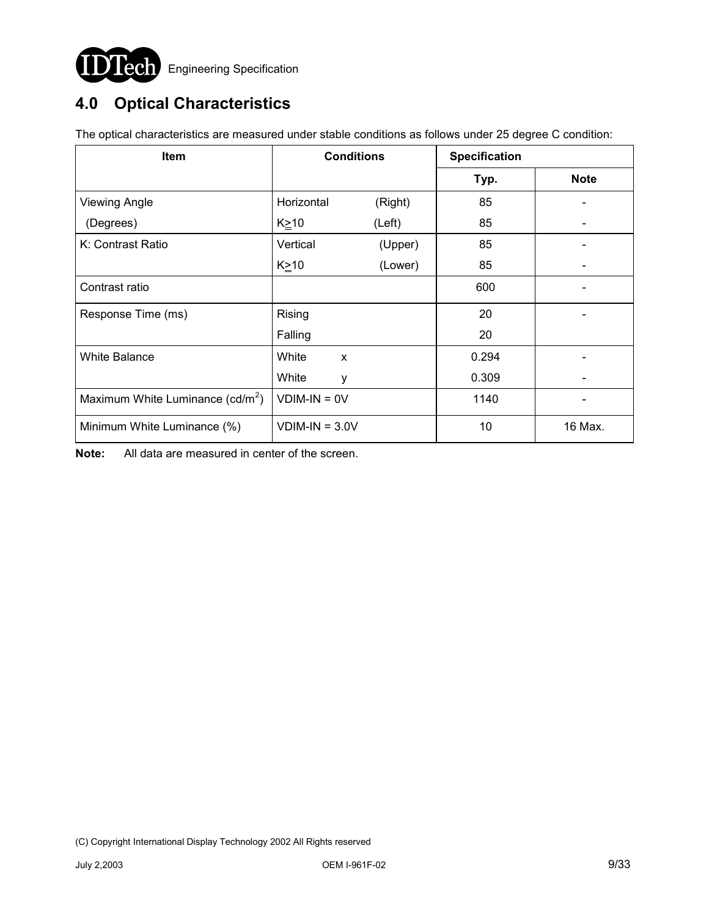## 4.0 Optical Characteristics

The optical characteristics are measured under stable conditions as follows under 25 degree C condition:

| Item | Conditions | | Specification | |
|---|---|---|---|---|
| | | | Typ. | Note |
| Viewing Angle | Horizontal | (Right) | 85 | - |
| (Degrees) | K≥10 | (Left) | 85 | - |
| K: Contrast Ratio | Vertical | (Upper) | 85 | - |
| | K≥10 | (Lower) | 85 | - |
| Contrast ratio | | | 600 | - |
| Response Time (ms) | Rising | | 20 | - |
| | Falling | | 20 | |
| White Balance | White | x | 0.294 | - |
| | White | y | 0.309 | - |
| Maximum White Luminance ($cd/m^2$) | VDIM-IN = 0V | | 1140 | - |
| Minimum White Luminance (%) | VDIM-IN = 3.0V | | 10 | 16 Max. |

**Note:** All data are measured in center of the screen.

(C) Copyright International Display Technology 2002 All Rights reserved

July 2,2003 OEM I-961F-02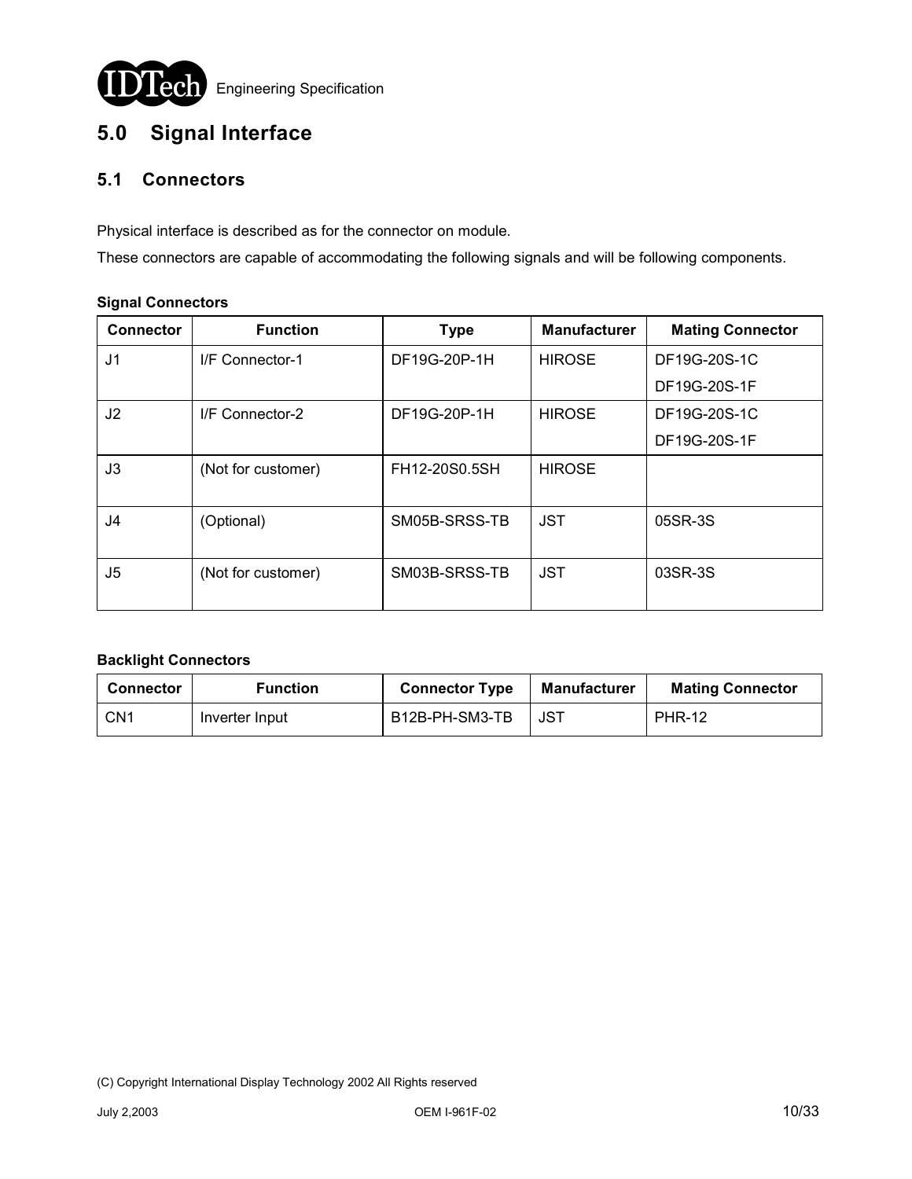# 5.0 Signal Interface

## 5.1 Connectors

Physical interface is described as for the connector on module.

These connectors are capable of accommodating the following signals and will be following components.

**Signal Connectors**

| Connector | Function | Type | Manufacturer | Mating Connector |
|---|---|---|---|---|
| J1 | I/F Connector-1 | DF19G-20P-1H | HIROSE | DF19G-20S-1C<br>DF19G-20S-1F |
| J2 | I/F Connector-2 | DF19G-20P-1H | HIROSE | DF19G-20S-1C<br>DF19G-20S-1F |
| J3 | (Not for customer) | FH12-20S0.5SH | HIROSE | |
| J4 | (Optional) | SM05B-SRSS-TB | JST | 05SR-3S |
| J5 | (Not for customer) | SM03B-SRSS-TB | JST | 03SR-3S |

**Backlight Connectors**

| Connector | Function | Connector Type | Manufacturer | Mating Connector |
|---|---|---|---|---|
| CN1 | Inverter Input | B12B-PH-SM3-TB | JST | PHR-12 |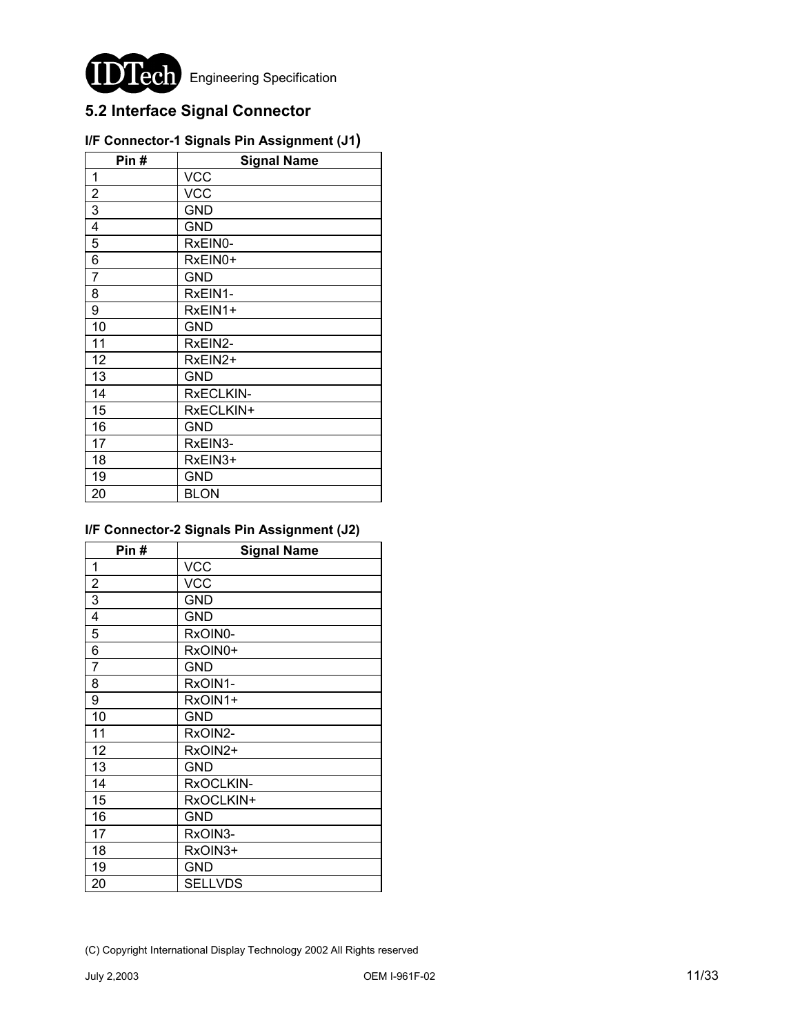## 5.2 Interface Signal Connector

### I/F Connector-1 Signals Pin Assignment (J1)

| Pin # | Signal Name |
|---|---|
| 1 | VCC |
| 2 | VCC |
| 3 | GND |
| 4 | GND |
| 5 | RxEIN0- |
| 6 | RxEIN0+ |
| 7 | GND |
| 8 | RxEIN1- |
| 9 | RxEIN1+ |
| 10 | GND |
| 11 | RxEIN2- |
| 12 | RxEIN2+ |
| 13 | GND |
| 14 | RxECLKIN- |
| 15 | RxECLKIN+ |
| 16 | GND |
| 17 | RxEIN3- |
| 18 | RxEIN3+ |
| 19 | GND |
| 20 | BLON |

### I/F Connector-2 Signals Pin Assignment (J2)

| Pin # | Signal Name |
|---|---|
| 1 | VCC |
| 2 | VCC |
| 3 | GND |
| 4 | GND |
| 5 | RxOIN0- |
| 6 | RxOIN0+ |
| 7 | GND |
| 8 | RxOIN1- |
| 9 | RxOIN1+ |
| 10 | GND |
| 11 | RxOIN2- |
| 12 | RxOIN2+ |
| 13 | GND |
| 14 | RxOCLKIN- |
| 15 | RxOCLKIN+ |
| 16 | GND |
| 17 | RxOIN3- |
| 18 | RxOIN3+ |
| 19 | GND |
| 20 | SELLVDS |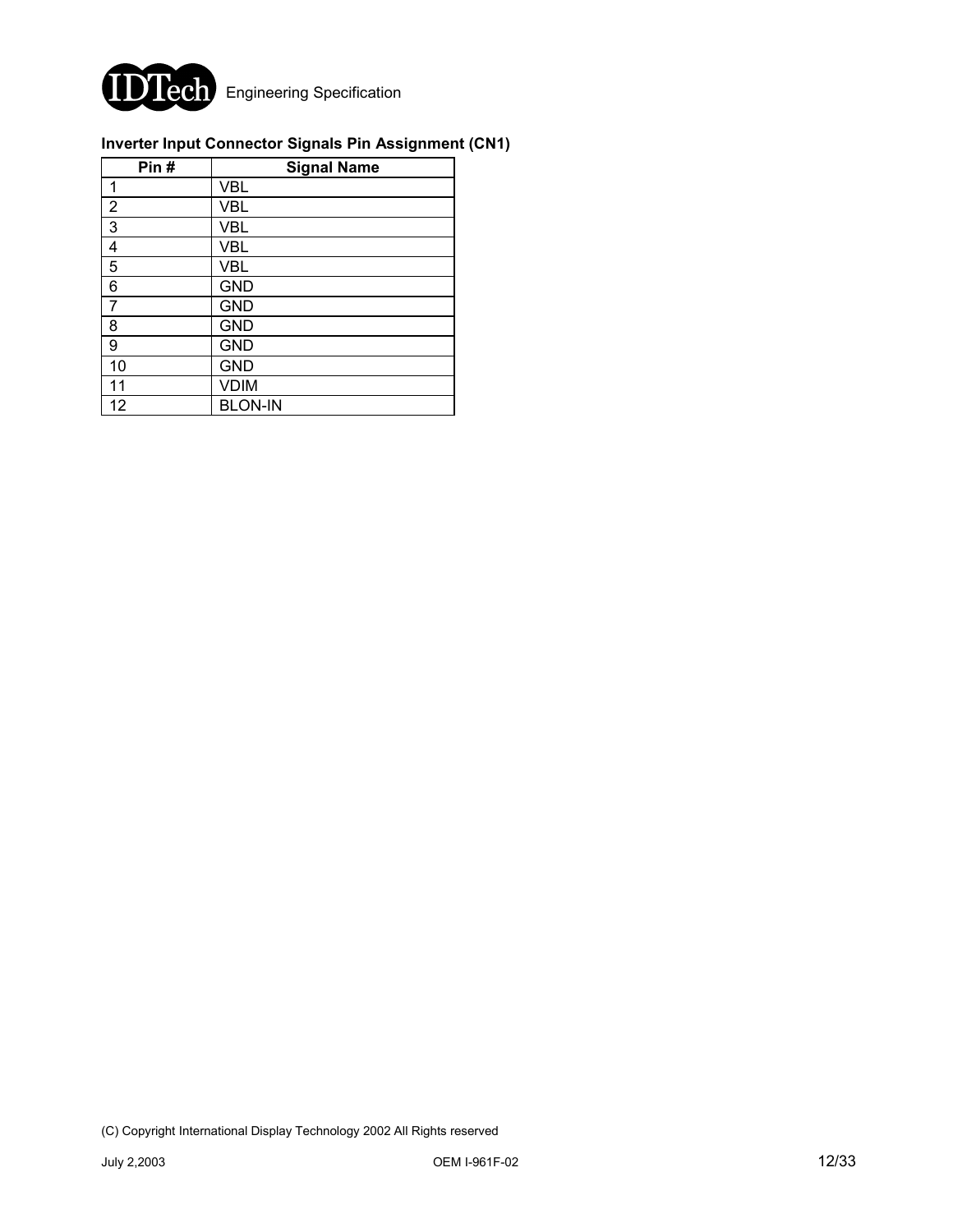**Inverter Input Connector Signals Pin Assignment (CN1)**

| Pin # | Signal Name |
|---|---|
| 1 | VBL |
| 2 | VBL |
| 3 | VBL |
| 4 | VBL |
| 5 | VBL |
| 6 | GND |
| 7 | GND |
| 8 | GND |
| 9 | GND |
| 10 | GND |
| 11 | VDIM |
| 12 | BLON-IN |

(C) Copyright International Display Technology 2002 All Rights reserved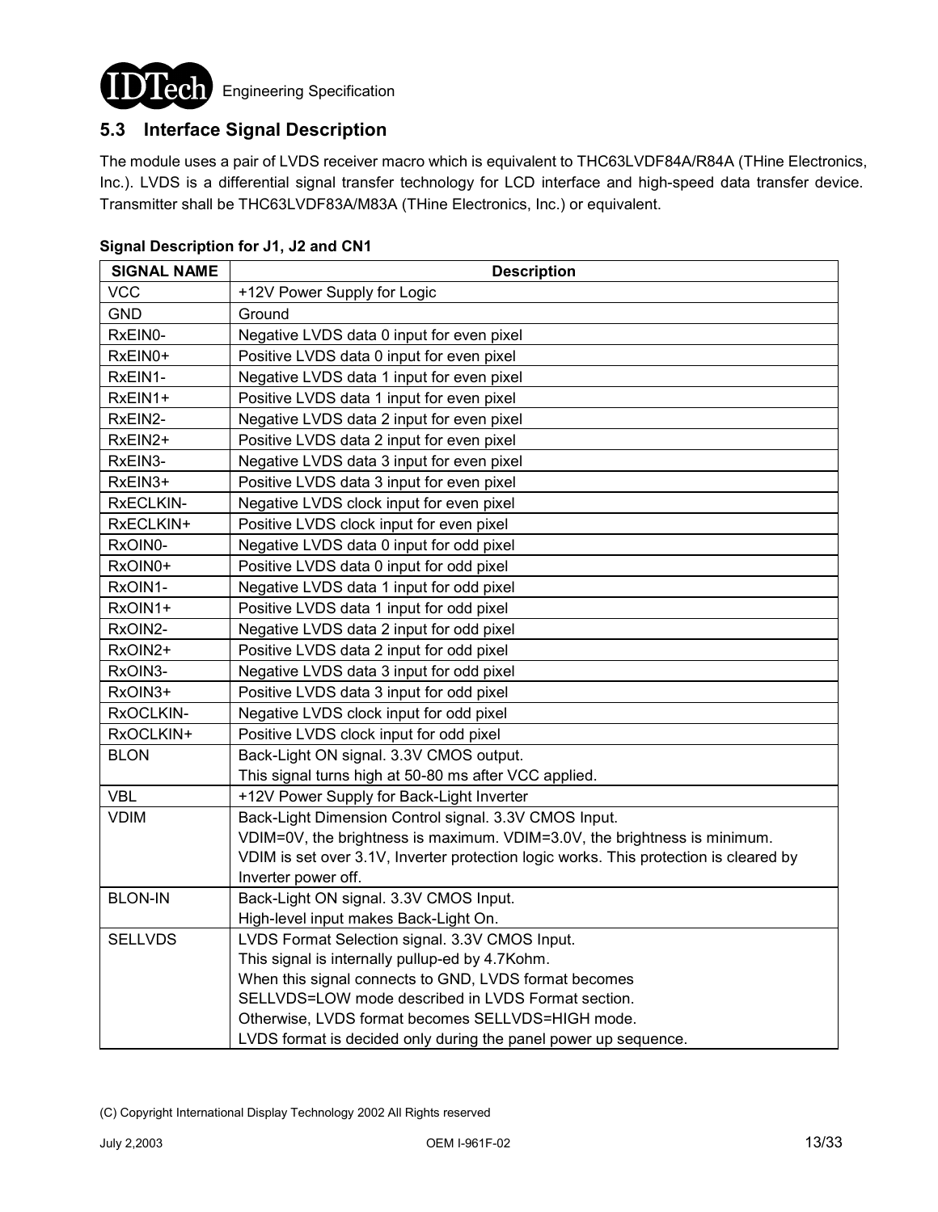## 5.3 Interface Signal Description

The module uses a pair of LVDS receiver macro which is equivalent to THC63LVDF84A/R84A (THine Electronics, Inc.). LVDS is a differential signal transfer technology for LCD interface and high-speed data transfer device. Transmitter shall be THC63LVDF83A/M83A (THine Electronics, Inc.) or equivalent.

**Signal Description for J1, J2 and CN1**

| SIGNAL NAME | Description |
|---|---|
| VCC | +12V Power Supply for Logic |
| GND | Ground |
| RxEIN0- | Negative LVDS data 0 input for even pixel |
| RxEIN0+ | Positive LVDS data 0 input for even pixel |
| RxEIN1- | Negative LVDS data 1 input for even pixel |
| RxEIN1+ | Positive LVDS data 1 input for even pixel |
| RxEIN2- | Negative LVDS data 2 input for even pixel |
| RxEIN2+ | Positive LVDS data 2 input for even pixel |
| RxEIN3- | Negative LVDS data 3 input for even pixel |
| RxEIN3+ | Positive LVDS data 3 input for even pixel |
| RxECLKIN- | Negative LVDS clock input for even pixel |
| RxECLKIN+ | Positive LVDS clock input for even pixel |
| RxOIN0- | Negative LVDS data 0 input for odd pixel |
| RxOIN0+ | Positive LVDS data 0 input for odd pixel |
| RxOIN1- | Negative LVDS data 1 input for odd pixel |
| RxOIN1+ | Positive LVDS data 1 input for odd pixel |
| RxOIN2- | Negative LVDS data 2 input for odd pixel |
| RxOIN2+ | Positive LVDS data 2 input for odd pixel |
| RxOIN3- | Negative LVDS data 3 input for odd pixel |
| RxOIN3+ | Positive LVDS data 3 input for odd pixel |
| RxOCLKIN- | Negative LVDS clock input for odd pixel |
| RxOCLKIN+ | Positive LVDS clock input for odd pixel |
| BLON | Back-Light ON signal. 3.3V CMOS output.<br>This signal turns high at 50-80 ms after VCC applied. |
| VBL | +12V Power Supply for Back-Light Inverter |
| VDIM | Back-Light Dimension Control signal. 3.3V CMOS Input.<br>VDIM=0V, the brightness is maximum. VDIM=3.0V, the brightness is minimum.<br>VDIM is set over 3.1V, Inverter protection logic works. This protection is cleared by Inverter power off. |
| BLON-IN | Back-Light ON signal. 3.3V CMOS Input.<br>High-level input makes Back-Light On. |
| SELLVDS | LVDS Format Selection signal. 3.3V CMOS Input.<br>This signal is internally pullup-ed by 4.7Kohm.<br>When this signal connects to GND, LVDS format becomes SELLVDS=LOW mode described in LVDS Format section.<br>Otherwise, LVDS format becomes SELLVDS=HIGH mode.<br>LVDS format is decided only during the panel power up sequence. |

(C) Copyright International Display Technology 2002 All Rights reserved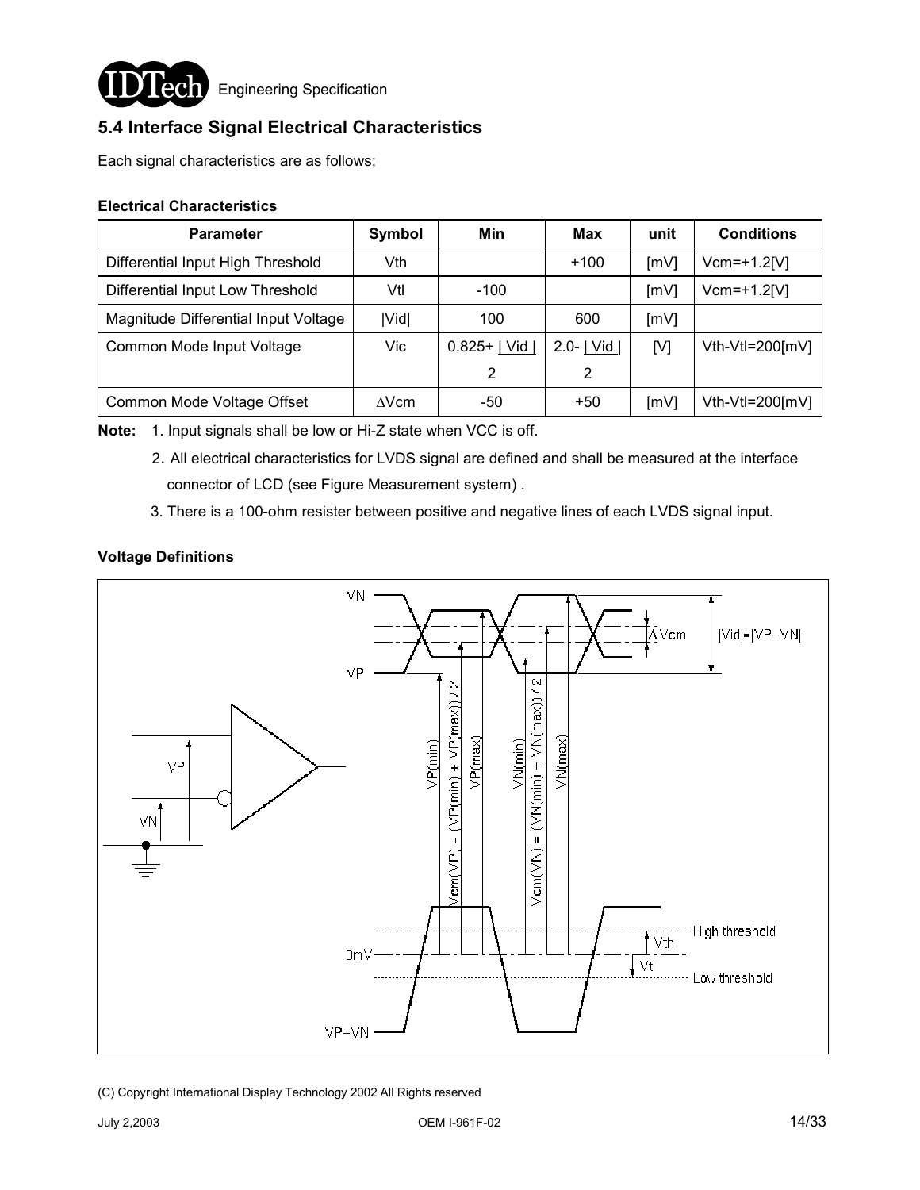## 5.4 Interface Signal Electrical Characteristics

Each signal characteristics are as follows;

**Electrical Characteristics**

| Parameter | Symbol | Min | Max | unit | Conditions |
|---|---|---|---|---|---|
| Differential Input High Threshold | Vth | | +100 | [mV] | Vcm=+1.2[V] |
| Differential Input Low Threshold | Vtl | -100 | | [mV] | Vcm=+1.2[V] |
| Magnitude Differential Input Voltage | \|Vid\| | 100 | 600 | [mV] | |
| Common Mode Input Voltage | Vic | $0.825+\frac{\|Vid\|}{2}$ | $2.0-\frac{\|Vid\|}{2}$ | [V] | Vth-Vtl=200[mV] |
| Common Mode Voltage Offset | ΔVcm | -50 | +50 | [mV] | Vth-Vtl=200[mV] |

**Note:** 1. Input signals shall be low or Hi-Z state when VCC is off.

2. All electrical characteristics for LVDS signal are defined and shall be measured at the interface connector of LCD (see Figure Measurement system) .

3. There is a 100-ohm resister between positive and negative lines of each LVDS signal input.

**Voltage Definitions**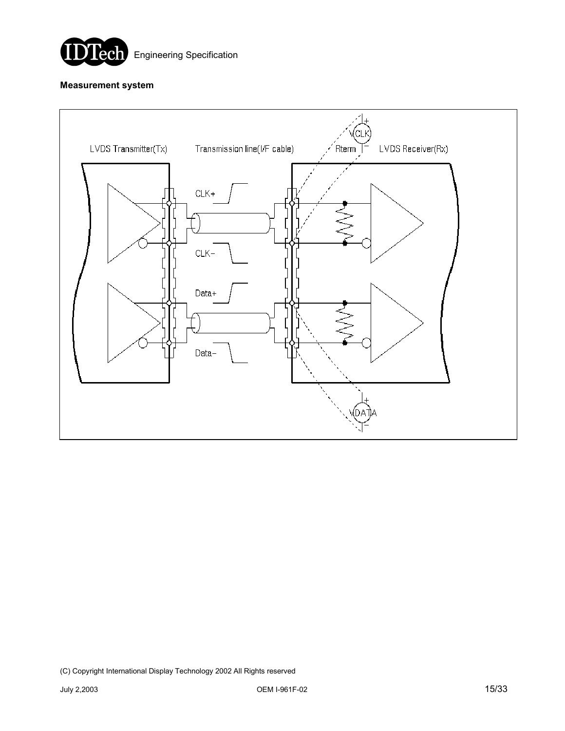**Measurement system**

LVDS Transmitter(Tx)

Transmission line(I/F cable)

Rterm

VCLK

LVDS Receiver(Rx)

CLK+

CLK−

Data+

Data−

VDATA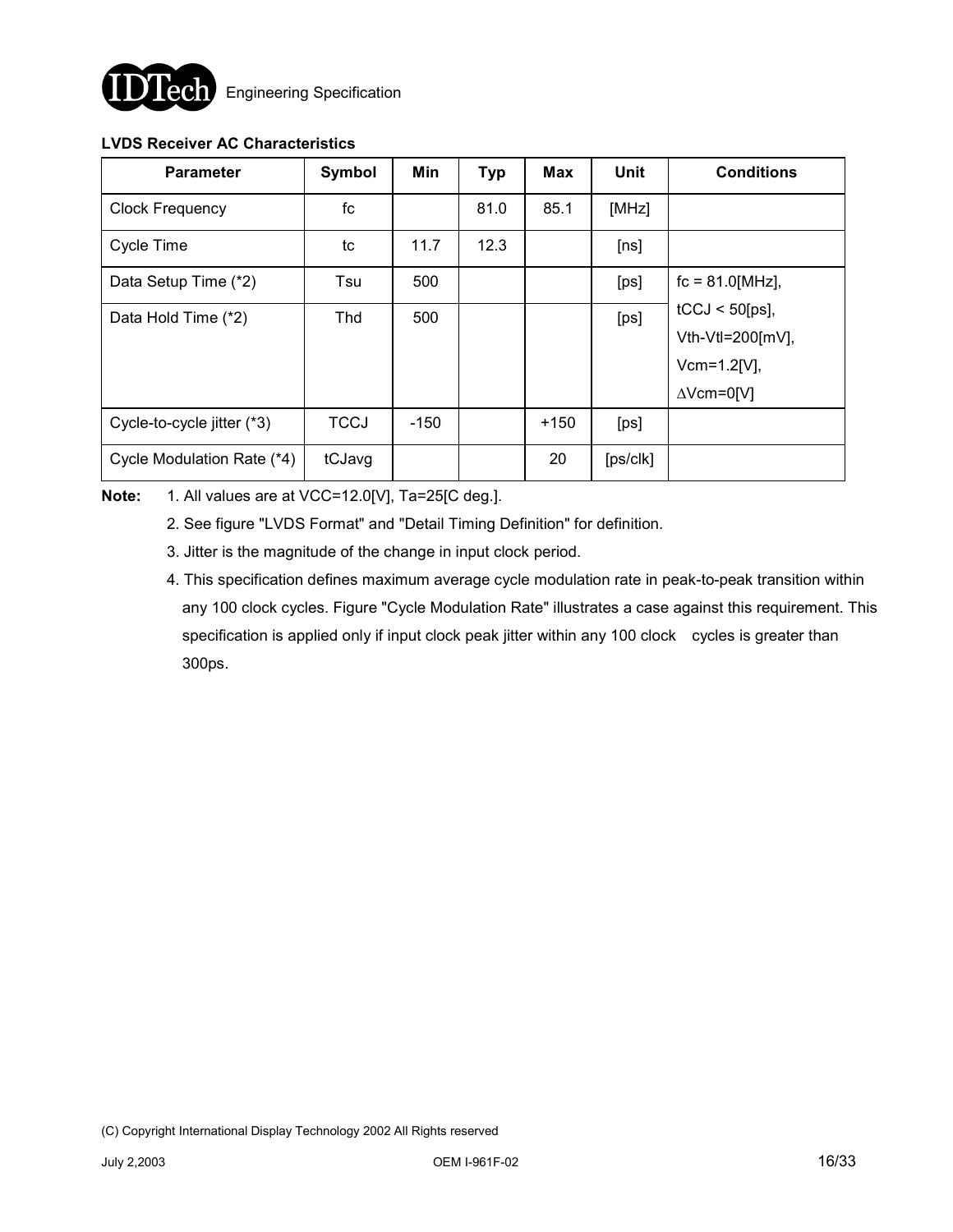**LVDS Receiver AC Characteristics**

| Parameter | Symbol | Min | Typ | Max | Unit | Conditions |
|---|---|---|---|---|---|---|
| Clock Frequency | fc | | 81.0 | 85.1 | [MHz] | |
| Cycle Time | tc | 11.7 | 12.3 | | [ns] | |
| Data Setup Time (*2) | Tsu | 500 | | | [ps] | fc = 81.0[MHz], tCCJ < 50[ps], Vth-Vtl=200[mV], Vcm=1.2[V], ∆Vcm=0[V] |
| Data Hold Time (*2) | Thd | 500 | | | [ps] | |
| Cycle-to-cycle jitter (*3) | TCCJ | -150 | | +150 | [ps] | |
| Cycle Modulation Rate (*4) | tCJavg | | | 20 | [ps/clk] | |

**Note:**
1. All values are at VCC=12.0[V], Ta=25[C deg.].
2. See figure "LVDS Format" and "Detail Timing Definition" for definition.
3. Jitter is the magnitude of the change in input clock period.
4. This specification defines maximum average cycle modulation rate in peak-to-peak transition within any 100 clock cycles. Figure "Cycle Modulation Rate" illustrates a case against this requirement. This specification is applied only if input clock peak jitter within any 100 clock cycles is greater than 300ps.

(C) Copyright International Display Technology 2002 All Rights reserved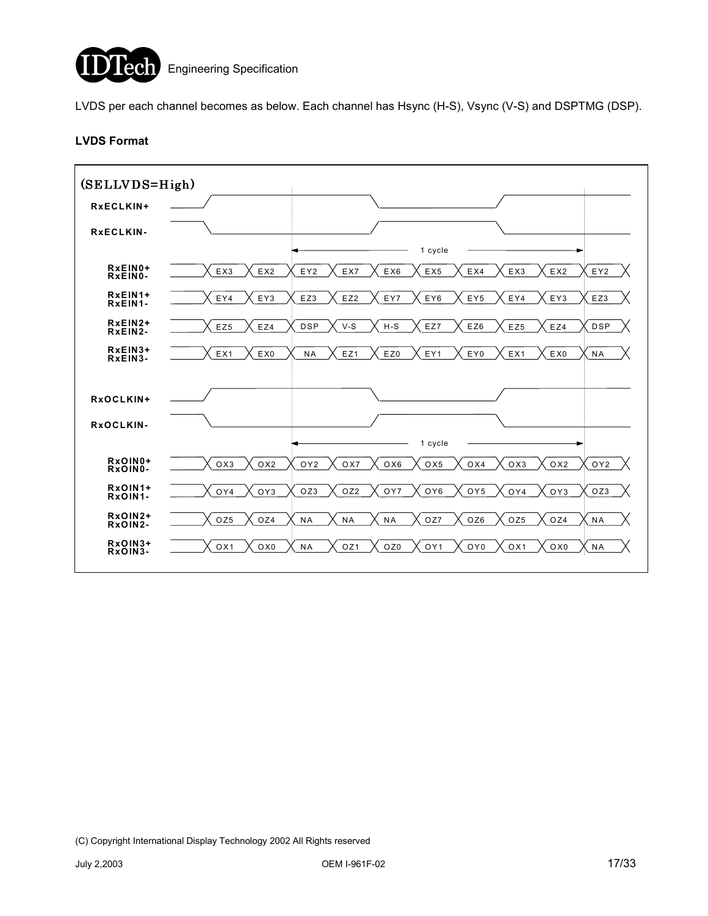LVDS per each channel becomes as below. Each channel has Hsync (H-S), Vsync (V-S) and DSPTMG (DSP).

**LVDS Format**

(SELLVDS=High)

| Signal | | | | | | | | | | |
|---|---|---|---|---|---|---|---|---|---|---|
| RxECLKIN+ | | | | | | | | | | |
| RxECLKIN- | | | | | | | | | | |
| | | | 1 cycle | | | | | | | |
| RxEIN0+ RxEIN0- | EX3 | EX2 | EY2 | EX7 | EX6 | EX5 | EX4 | EX3 | EX2 | EY2 |
| RxEIN1+ RxEIN1- | EY4 | EY3 | EZ3 | EZ2 | EY7 | EY6 | EY5 | EY4 | EY3 | EZ3 |
| RxEIN2+ RxEIN2- | EZ5 | EZ4 | DSP | V-S | H-S | EZ7 | EZ6 | EZ5 | EZ4 | DSP |
| RxEIN3+ RxEIN3- | EX1 | EX0 | NA | EZ1 | EZ0 | EY1 | EY0 | EX1 | EX0 | NA |
| RxOCLKIN+ | | | | | | | | | | |
| RxOCLKIN- | | | | | | | | | | |
| | | | 1 cycle | | | | | | | |
| RxOIN0+ RxOIN0- | OX3 | OX2 | OY2 | OX7 | OX6 | OX5 | OX4 | OX3 | OX2 | OY2 |
| RxOIN1+ RxOIN1- | OY4 | OY3 | OZ3 | OZ2 | OY7 | OY6 | OY5 | OY4 | OY3 | OZ3 |
| RxOIN2+ RxOIN2- | OZ5 | OZ4 | NA | NA | NA | OZ7 | OZ6 | OZ5 | OZ4 | NA |
| RxOIN3+ RxOIN3- | OX1 | OX0 | NA | OZ1 | OZ0 | OY1 | OY0 | OX1 | OX0 | NA |

(C) Copyright International Display Technology 2002 All Rights reserved

July 2,2003 OEM I-961F-02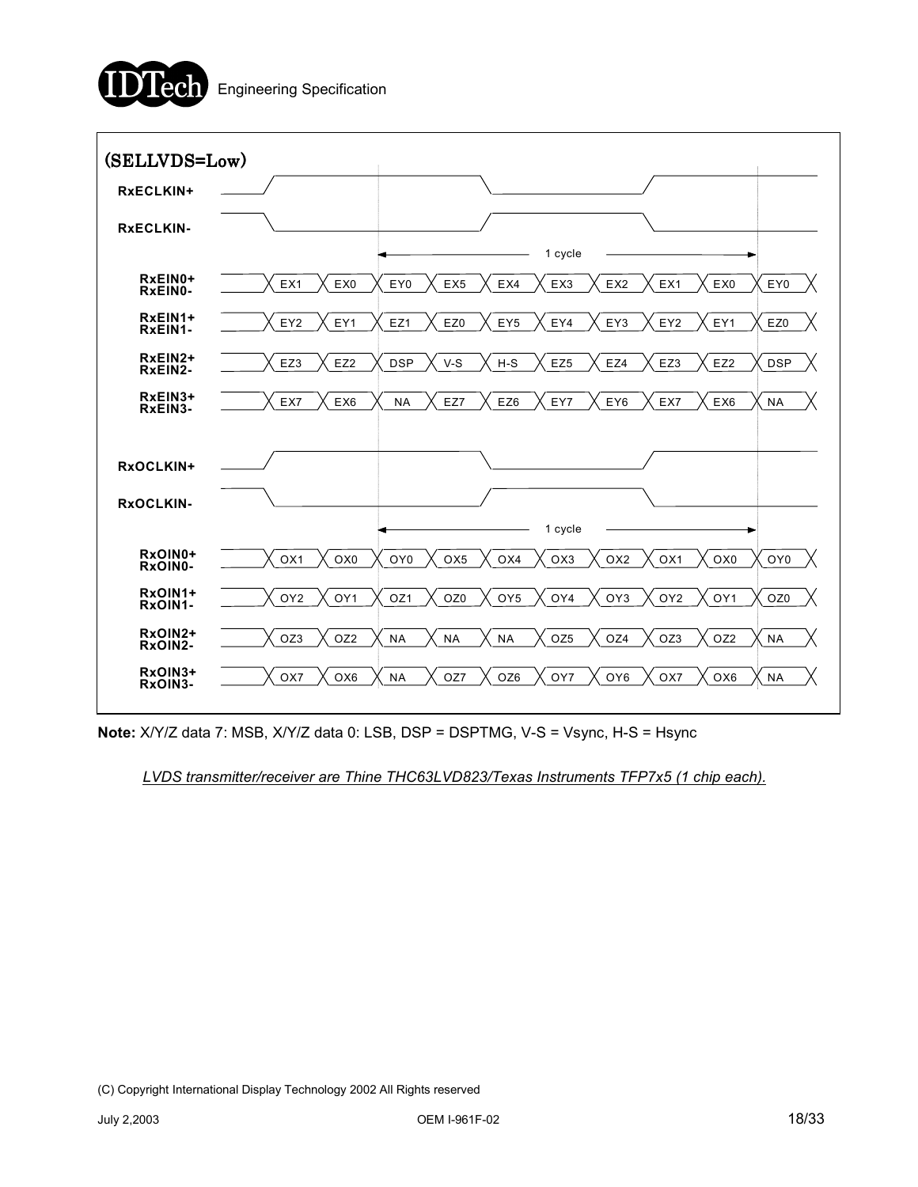**(SELLVDS=Low)**

| Signal | | | | | | | | | | |
|---|---|---|---|---|---|---|---|---|---|---|
| RxEIN0+ / RxEIN0- | EX1 | EX0 | EY0 | EX5 | EX4 | EX3 | EX2 | EX1 | EX0 | EY0 |
| RxEIN1+ / RxEIN1- | EY2 | EY1 | EZ1 | EZ0 | EY5 | EY4 | EY3 | EY2 | EY1 | EZ0 |
| RxEIN2+ / RxEIN2- | EZ3 | EZ2 | DSP | V-S | H-S | EZ5 | EZ4 | EZ3 | EZ2 | DSP |
| RxEIN3+ / RxEIN3- | EX7 | EX6 | NA | EZ7 | EZ6 | EY7 | EY6 | EX7 | EX6 | NA |

RxECLKIN+, RxECLKIN- (1 cycle)

| Signal | | | | | | | | | | |
|---|---|---|---|---|---|---|---|---|---|---|
| RxOIN0+ / RxOIN0- | OX1 | OX0 | OY0 | OX5 | OX4 | OX3 | OX2 | OX1 | OX0 | OY0 |
| RxOIN1+ / RxOIN1- | OY2 | OY1 | OZ1 | OZ0 | OY5 | OY4 | OY3 | OY2 | OY1 | OZ0 |
| RxOIN2+ / RxOIN2- | OZ3 | OZ2 | NA | NA | NA | OZ5 | OZ4 | OZ3 | OZ2 | NA |
| RxOIN3+ / RxOIN3- | OX7 | OX6 | NA | OZ7 | OZ6 | OY7 | OY6 | OX7 | OX6 | NA |

RxOCLKIN+, RxOCLKIN- (1 cycle)

**Note:** X/Y/Z data 7: MSB, X/Y/Z data 0: LSB, DSP = DSPTMG, V-S = Vsync, H-S = Hsync

*LVDS transmitter/receiver are Thine THC63LVD823/Texas Instruments TFP7x5 (1 chip each).*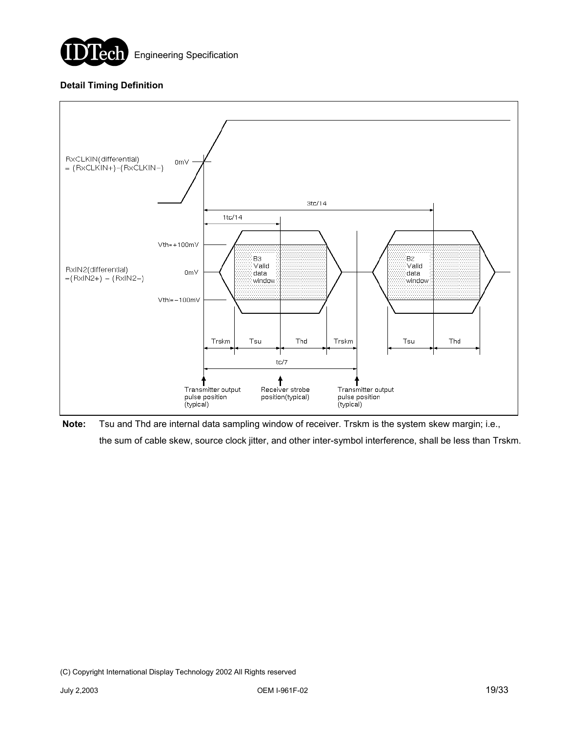**Detail Timing Definition**

**Note:** Tsu and Thd are internal data sampling window of receiver. Trskm is the system skew margin; i.e., the sum of cable skew, source clock jitter, and other inter-symbol interference, shall be less than Trskm.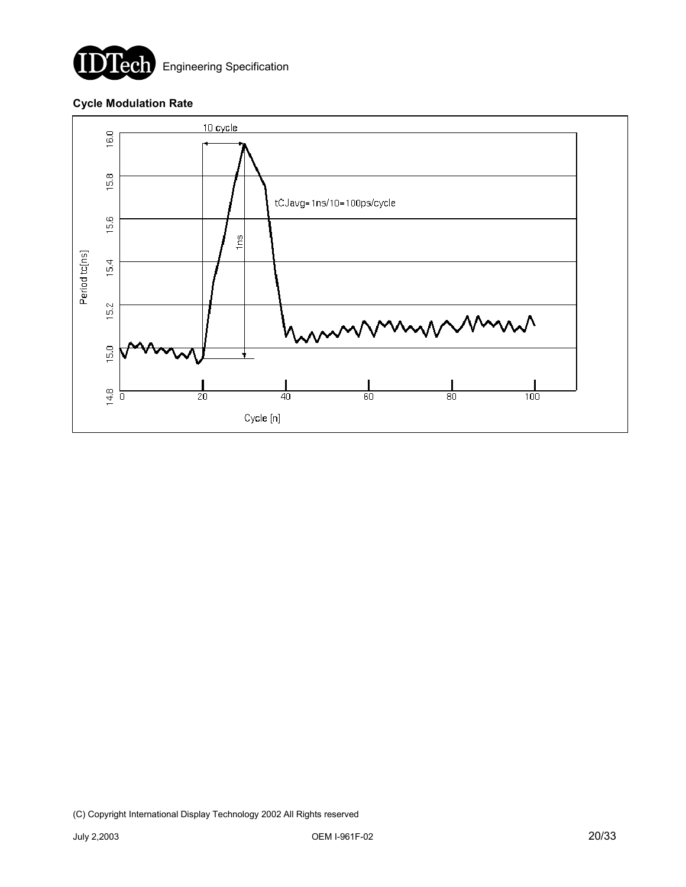### Cycle Modulation Rate

10 cycle

tCJavg=1ns/10=100ps/cycle

1ns

Period tc[ns]

16.0
15.8
15.6
15.4
15.2
15.0
14.8

0 20 40 60 80 100

Cycle [n]

(C) Copyright International Display Technology 2002 All Rights reserved

July 2,2003 OEM I-961F-02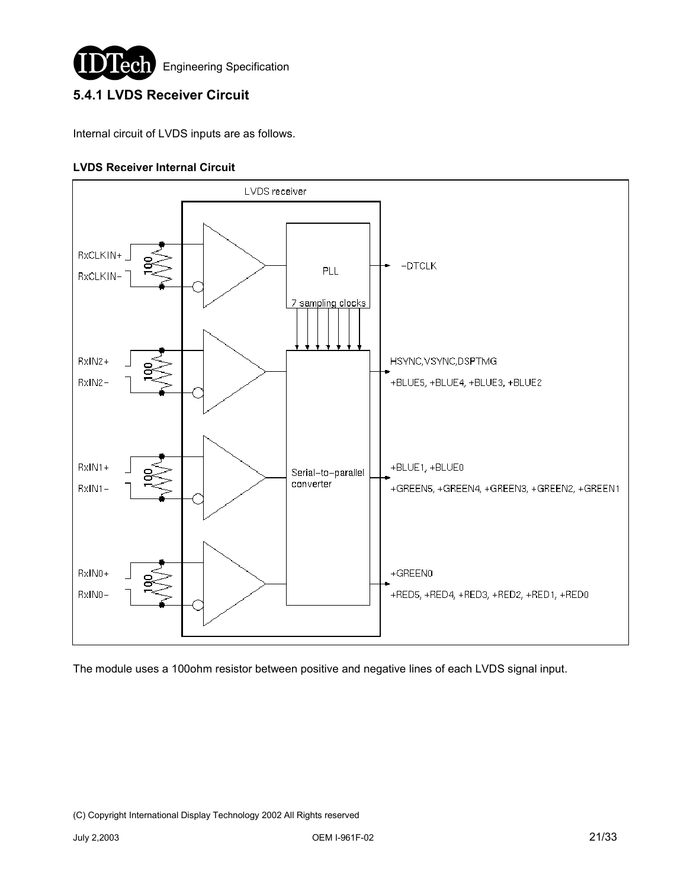## 5.4.1 LVDS Receiver Circuit

Internal circuit of LVDS inputs are as follows.

**LVDS Receiver Internal Circuit**

LVDS receiver

RxCLKIN+
RxCLKIN-
100
PLL
-DTCLK
7 sampling clocks

RxIN2+
RxIN2-
100
HSYNC,VSYNC,DSPTMG
+BLUE5, +BLUE4, +BLUE3, +BLUE2

RxIN1+
RxIN1-
100
Serial-to-parallel converter
+BLUE1, +BLUE0
+GREEN5, +GREEN4, +GREEN3, +GREEN2, +GREEN1

RxIN0+
RxIN0-
100
+GREEN0
+RED5, +RED4, +RED3, +RED2, +RED1, +RED0

The module uses a 100ohm resistor between positive and negative lines of each LVDS signal input.

(C) Copyright International Display Technology 2002 All Rights reserved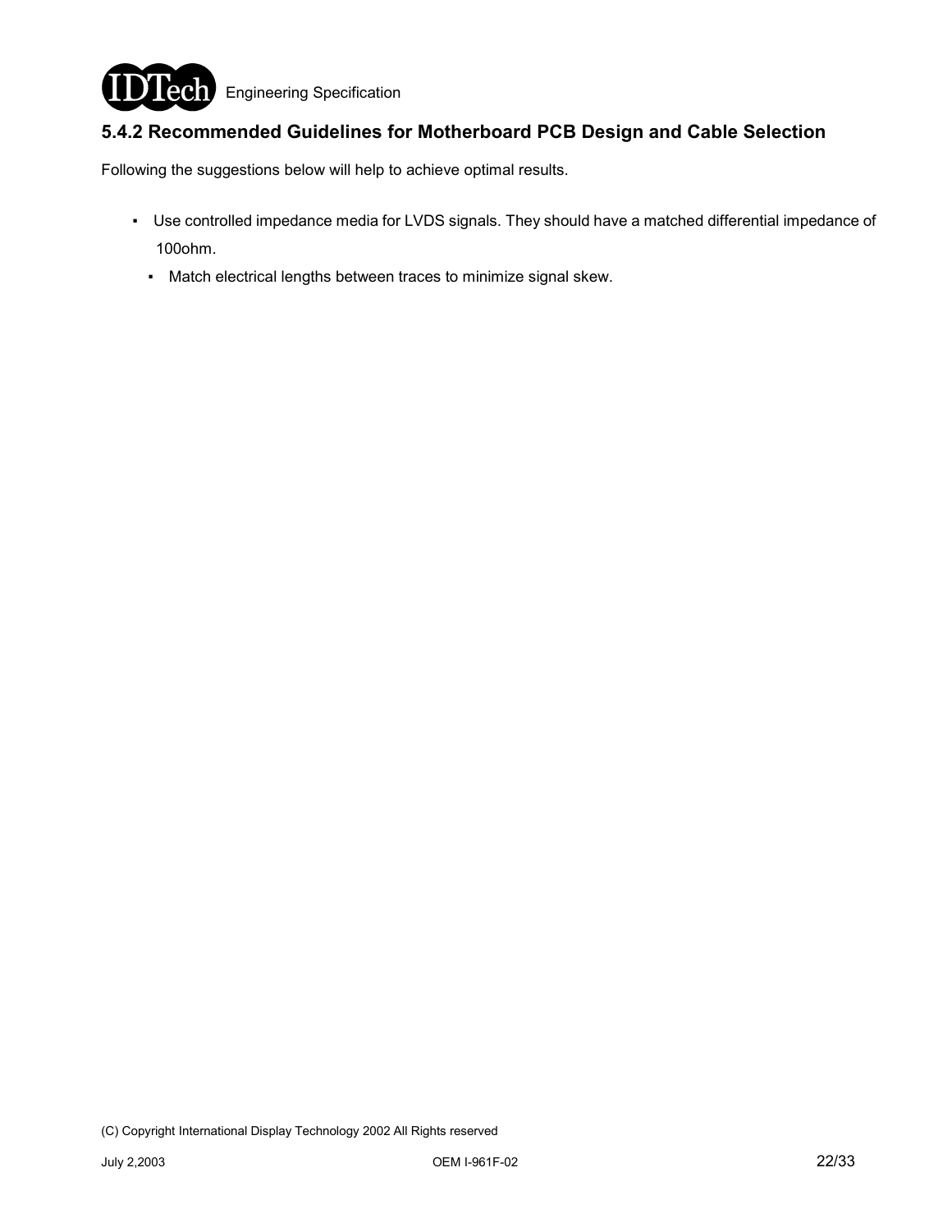### 5.4.2 Recommended Guidelines for Motherboard PCB Design and Cable Selection

Following the suggestions below will help to achieve optimal results.

- Use controlled impedance media for LVDS signals. They should have a matched differential impedance of 100ohm.
- Match electrical lengths between traces to minimize signal skew.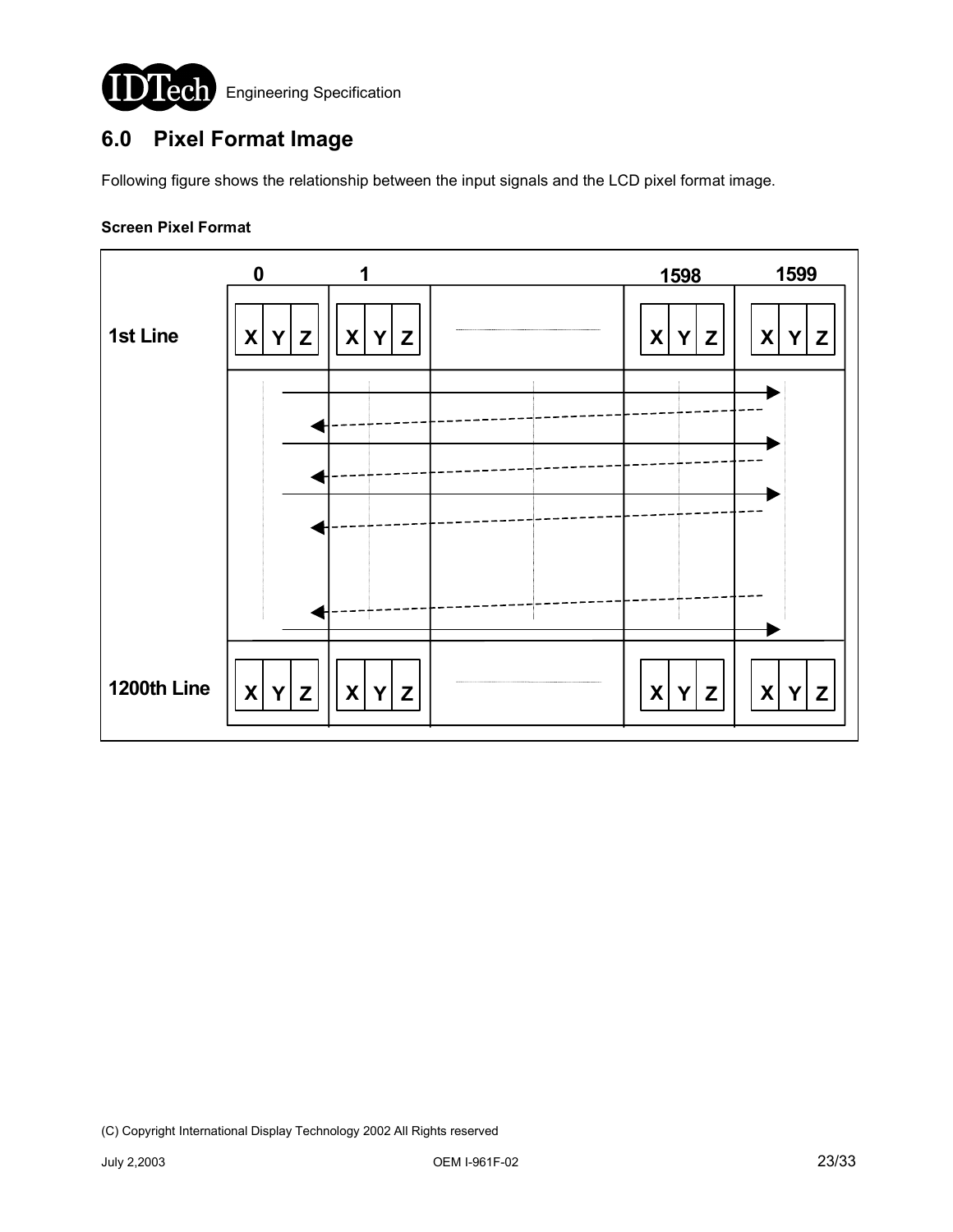## 6.0 Pixel Format Image

Following figure shows the relationship between the input signals and the LCD pixel format image.

**Screen Pixel Format**

| | 0 | 1 | | 1598 | 1599 |
|---|---|---|---|---|---|
| 1st Line | X Y Z | X Y Z | ...... | X Y Z | X Y Z |
| 1200th Line | X Y Z | X Y Z | ...... | X Y Z | X Y Z |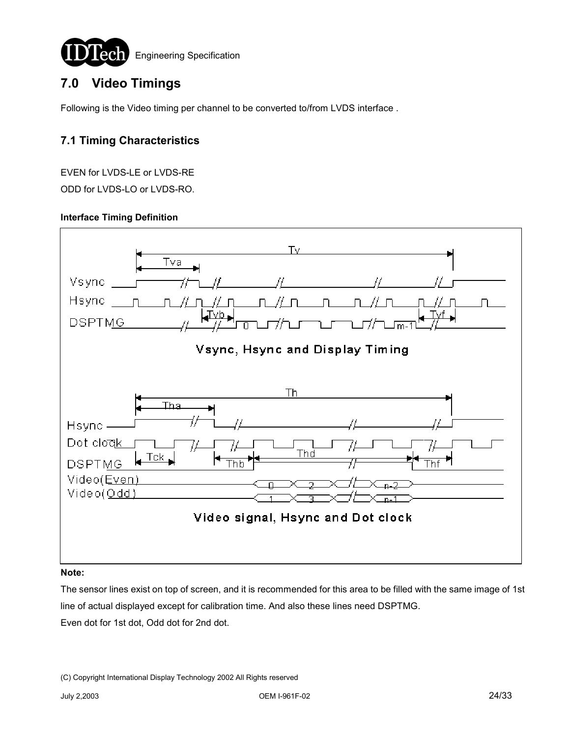# 7.0 Video Timings

Following is the Video timing per channel to be converted to/from LVDS interface .

## 7.1 Timing Characteristics

EVEN for LVDS-LE or LVDS-RE

ODD for LVDS-LO or LVDS-RO.

**Interface Timing Definition**

Vsync, Hsync and Display Timing

Video signal, Hsync and Dot clock

**Note:**

The sensor lines exist on top of screen, and it is recommended for this area to be filled with the same image of 1st line of actual displayed except for calibration time. And also these lines need DSPTMG.

Even dot for 1st dot, Odd dot for 2nd dot.

(C) Copyright International Display Technology 2002 All Rights reserved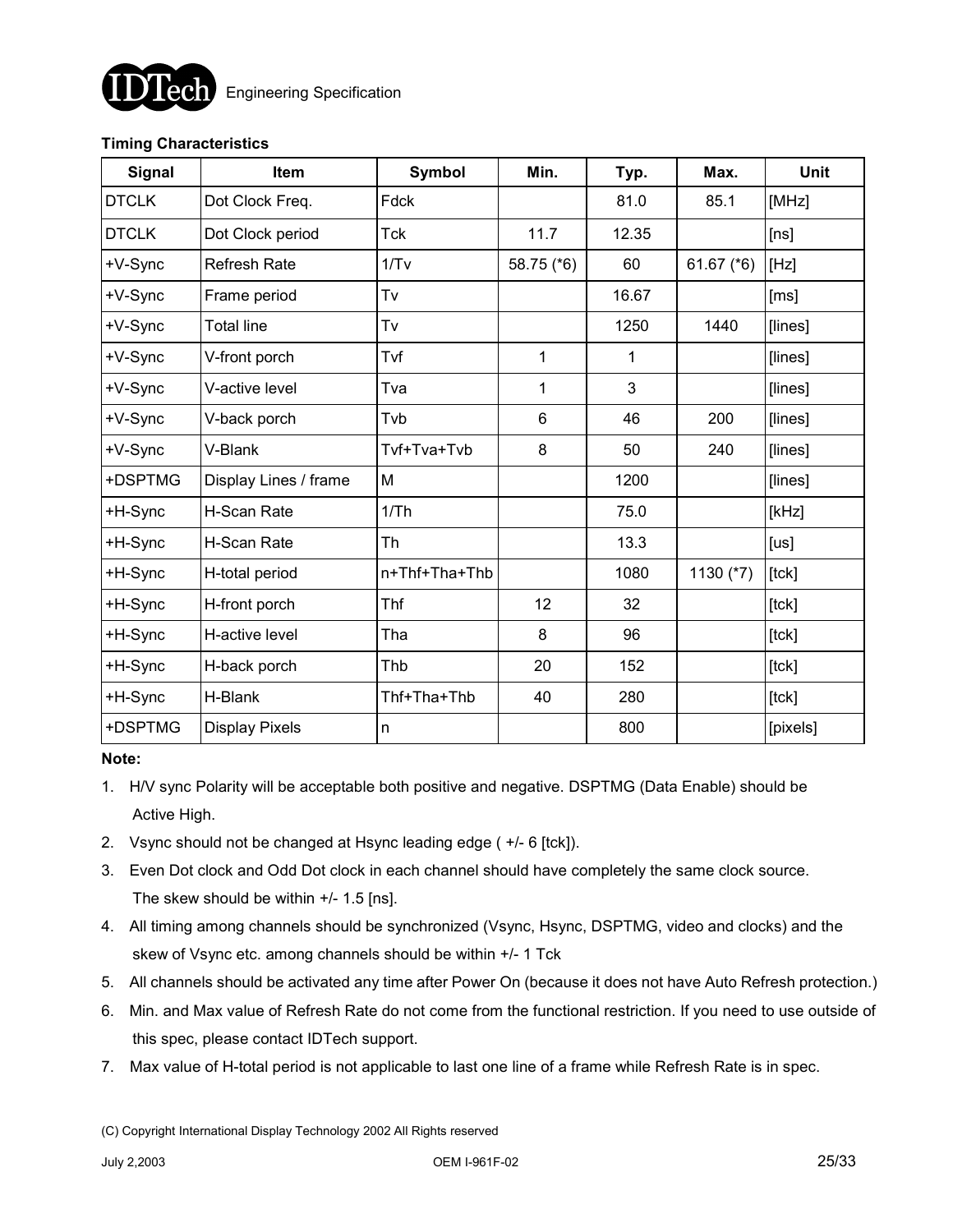**Timing Characteristics**

| Signal | Item | Symbol | Min. | Typ. | Max. | Unit |
|---|---|---|---|---|---|---|
| DTCLK | Dot Clock Freq. | Fdck | | 81.0 | 85.1 | [MHz] |
| DTCLK | Dot Clock period | Tck | 11.7 | 12.35 | | [ns] |
| +V-Sync | Refresh Rate | 1/Tv | 58.75 (*6) | 60 | 61.67 (*6) | [Hz] |
| +V-Sync | Frame period | Tv | | 16.67 | | [ms] |
| +V-Sync | Total line | Tv | | 1250 | 1440 | [lines] |
| +V-Sync | V-front porch | Tvf | 1 | 1 | | [lines] |
| +V-Sync | V-active level | Tva | 1 | 3 | | [lines] |
| +V-Sync | V-back porch | Tvb | 6 | 46 | 200 | [lines] |
| +V-Sync | V-Blank | Tvf+Tva+Tvb | 8 | 50 | 240 | [lines] |
| +DSPTMG | Display Lines / frame | M | | 1200 | | [lines] |
| +H-Sync | H-Scan Rate | 1/Th | | 75.0 | | [kHz] |
| +H-Sync | H-Scan Rate | Th | | 13.3 | | [us] |
| +H-Sync | H-total period | n+Thf+Tha+Thb | | 1080 | 1130 (*7) | [tck] |
| +H-Sync | H-front porch | Thf | 12 | 32 | | [tck] |
| +H-Sync | H-active level | Tha | 8 | 96 | | [tck] |
| +H-Sync | H-back porch | Thb | 20 | 152 | | [tck] |
| +H-Sync | H-Blank | Thf+Tha+Thb | 40 | 280 | | [tck] |
| +DSPTMG | Display Pixels | n | | 800 | | [pixels] |

**Note:**

1. H/V sync Polarity will be acceptable both positive and negative. DSPTMG (Data Enable) should be Active High.
2. Vsync should not be changed at Hsync leading edge ( +/- 6 [tck]).
3. Even Dot clock and Odd Dot clock in each channel should have completely the same clock source. The skew should be within +/- 1.5 [ns].
4. All timing among channels should be synchronized (Vsync, Hsync, DSPTMG, video and clocks) and the skew of Vsync etc. among channels should be within +/- 1 Tck
5. All channels should be activated any time after Power On (because it does not have Auto Refresh protection.)
6. Min. and Max value of Refresh Rate do not come from the functional restriction. If you need to use outside of this spec, please contact IDTech support.
7. Max value of H-total period is not applicable to last one line of a frame while Refresh Rate is in spec.

(C) Copyright International Display Technology 2002 All Rights reserved

July 2,2003 OEM I-961F-02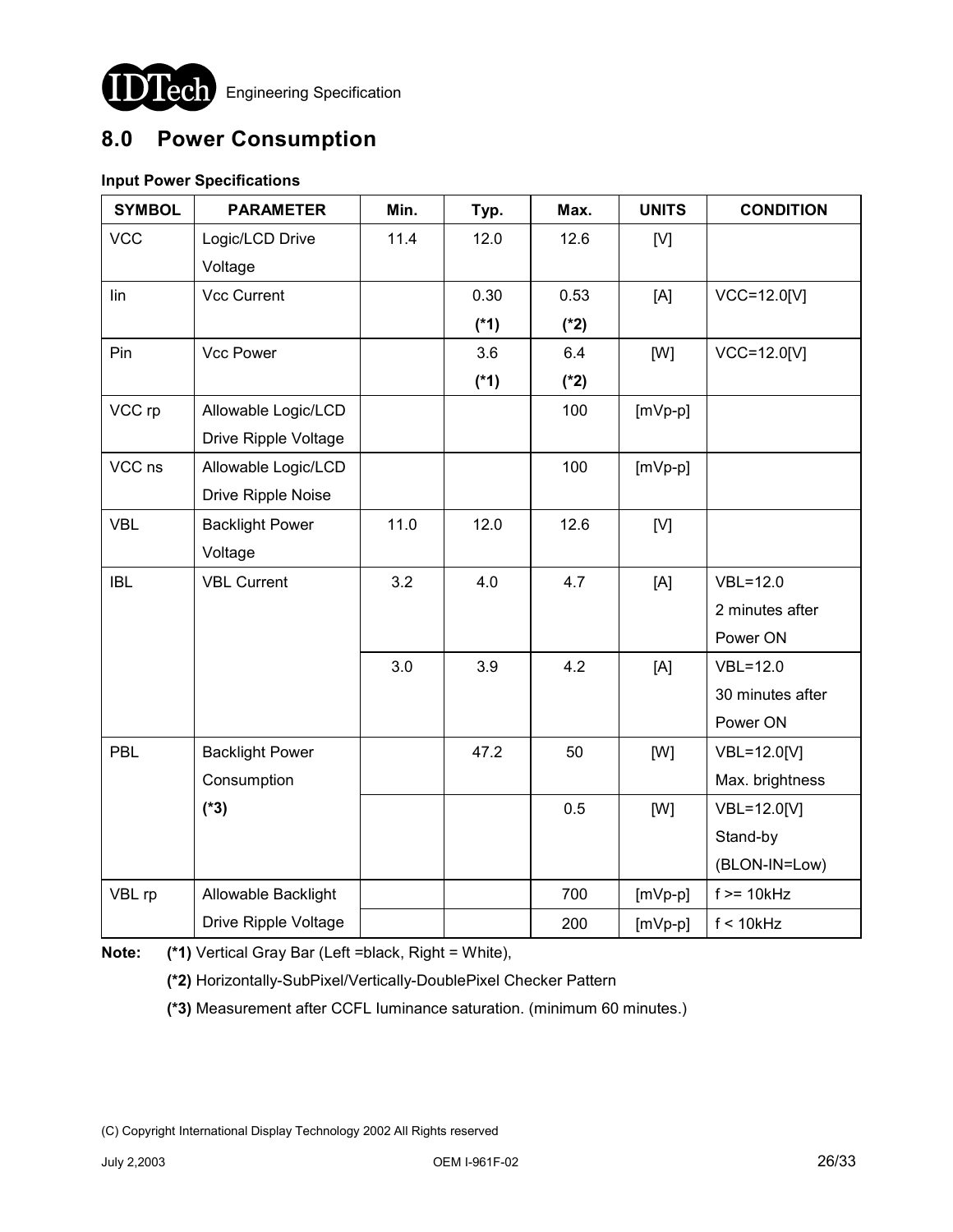# 8.0 Power Consumption

**Input Power Specifications**

| SYMBOL | PARAMETER | Min. | Typ. | Max. | UNITS | CONDITION |
|---|---|---|---|---|---|---|
| VCC | Logic/LCD Drive Voltage | 11.4 | 12.0 | 12.6 | [V] | |
| Iin | Vcc Current | | 0.30 **(*1)** | 0.53 **(*2)** | [A] | VCC=12.0[V] |
| Pin | Vcc Power | | 3.6 **(*1)** | 6.4 **(*2)** | [W] | VCC=12.0[V] |
| VCC rp | Allowable Logic/LCD Drive Ripple Voltage | | | 100 | [mVp-p] | |
| VCC ns | Allowable Logic/LCD Drive Ripple Noise | | | 100 | [mVp-p] | |
| VBL | Backlight Power Voltage | 11.0 | 12.0 | 12.6 | [V] | |
| IBL | VBL Current | 3.2 | 4.0 | 4.7 | [A] | VBL=12.0 2 minutes after Power ON |
| | | 3.0 | 3.9 | 4.2 | [A] | VBL=12.0 30 minutes after Power ON |
| PBL | Backlight Power Consumption **(*3)** | | 47.2 | 50 | [W] | VBL=12.0[V] Max. brightness |
| | | | | 0.5 | [W] | VBL=12.0[V] Stand-by (BLON-IN=Low) |
| VBL rp | Allowable Backlight Drive Ripple Voltage | | | 700 | [mVp-p] | f >= 10kHz |
| | | | | 200 | [mVp-p] | f < 10kHz |

**Note:** **(*1)** Vertical Gray Bar (Left =black, Right = White),

**(*2)** Horizontally-SubPixel/Vertically-DoublePixel Checker Pattern

**(*3)** Measurement after CCFL luminance saturation. (minimum 60 minutes.)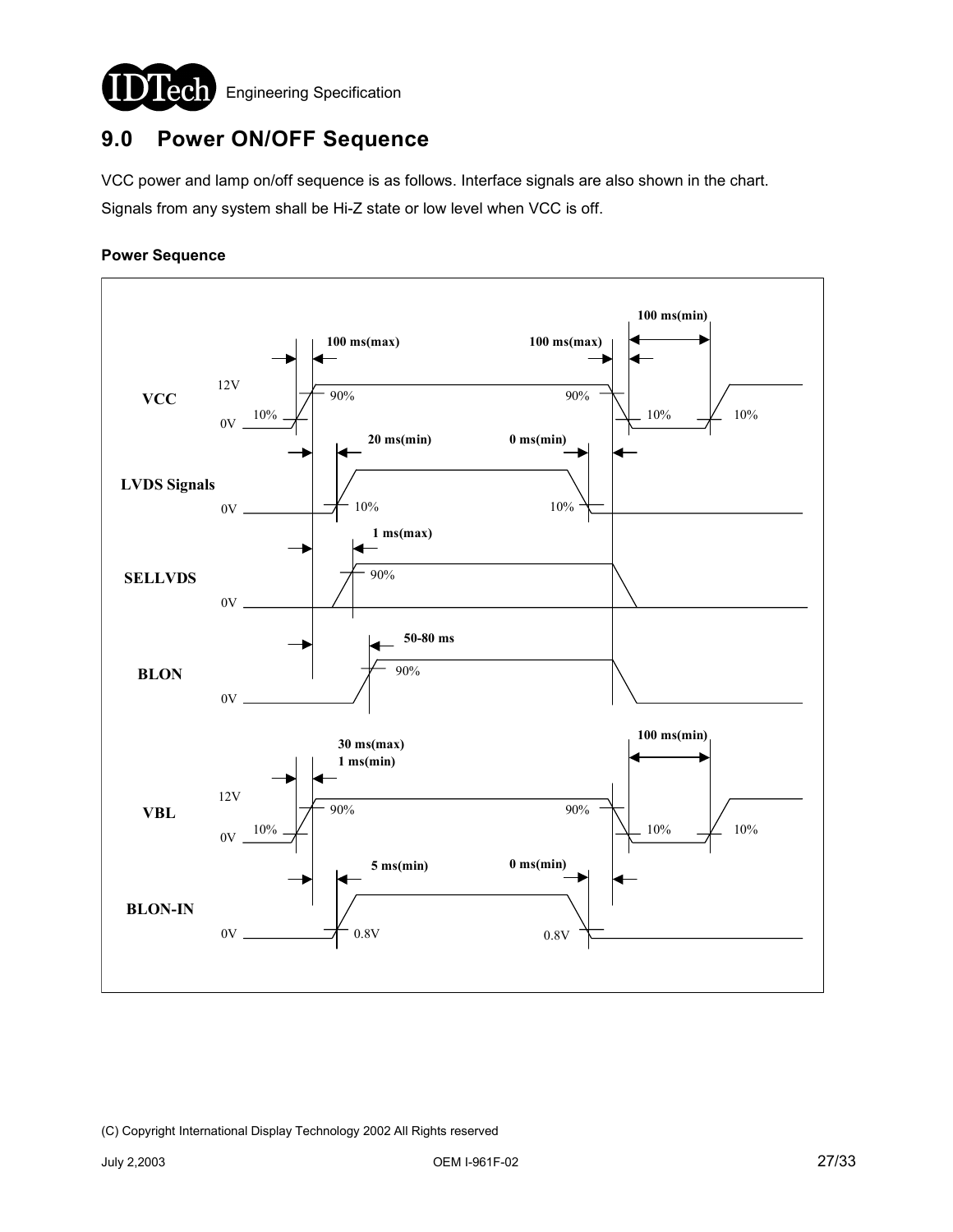# 9.0 Power ON/OFF Sequence

VCC power and lamp on/off sequence is as follows. Interface signals are also shown in the chart.

Signals from any system shall be Hi-Z state or low level when VCC is off.

**Power Sequence**

| Signal | Power-on timing | Power-off timing |
| --- | --- | --- |
| VCC (0V → 12V) | Rise 10% → 90%: 100 ms(max) | Fall 90% → 10%: 100 ms(max); off (10%) to next on (10%): 100 ms(min) |
| LVDS Signals | VCC 90% → LVDS 10%: 20 ms(min) | LVDS 10% → VCC 90%: 0 ms(min) |
| SELLVDS | VCC 90% → SELLVDS 90%: 1 ms(max) | |
| BLON | VCC 90% → BLON 90%: 50-80 ms | |
| VBL (0V → 12V) | Rise 10% → 90%: 30 ms(max), 1 ms(min) | Off (10%) to next on (10%): 100 ms(min) |
| BLON-IN | VBL 90% → BLON-IN 0.8V: 5 ms(min) | BLON-IN 0.8V → VBL 90%: 0 ms(min) |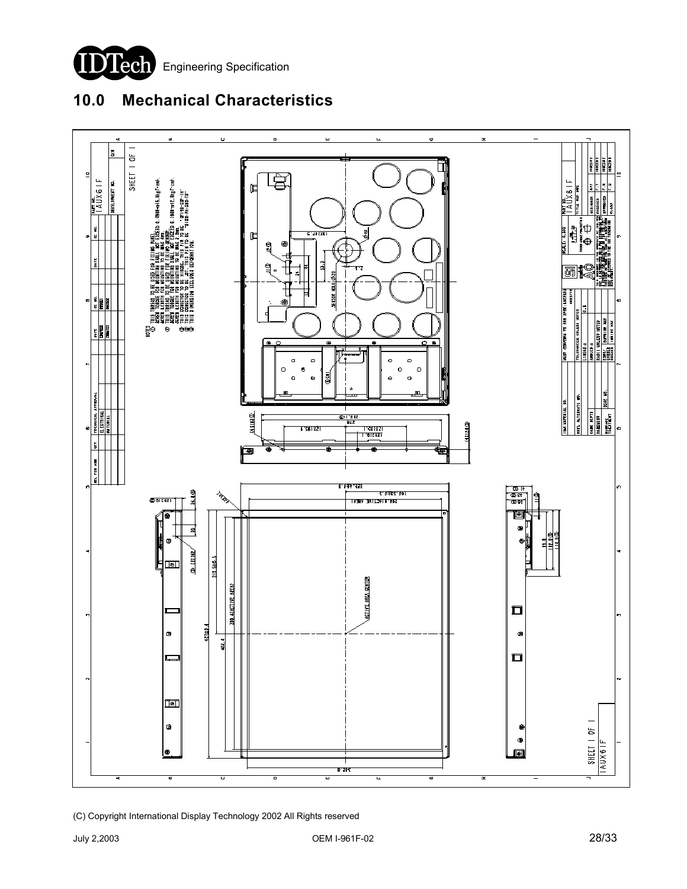# 10.0 Mechanical Characteristics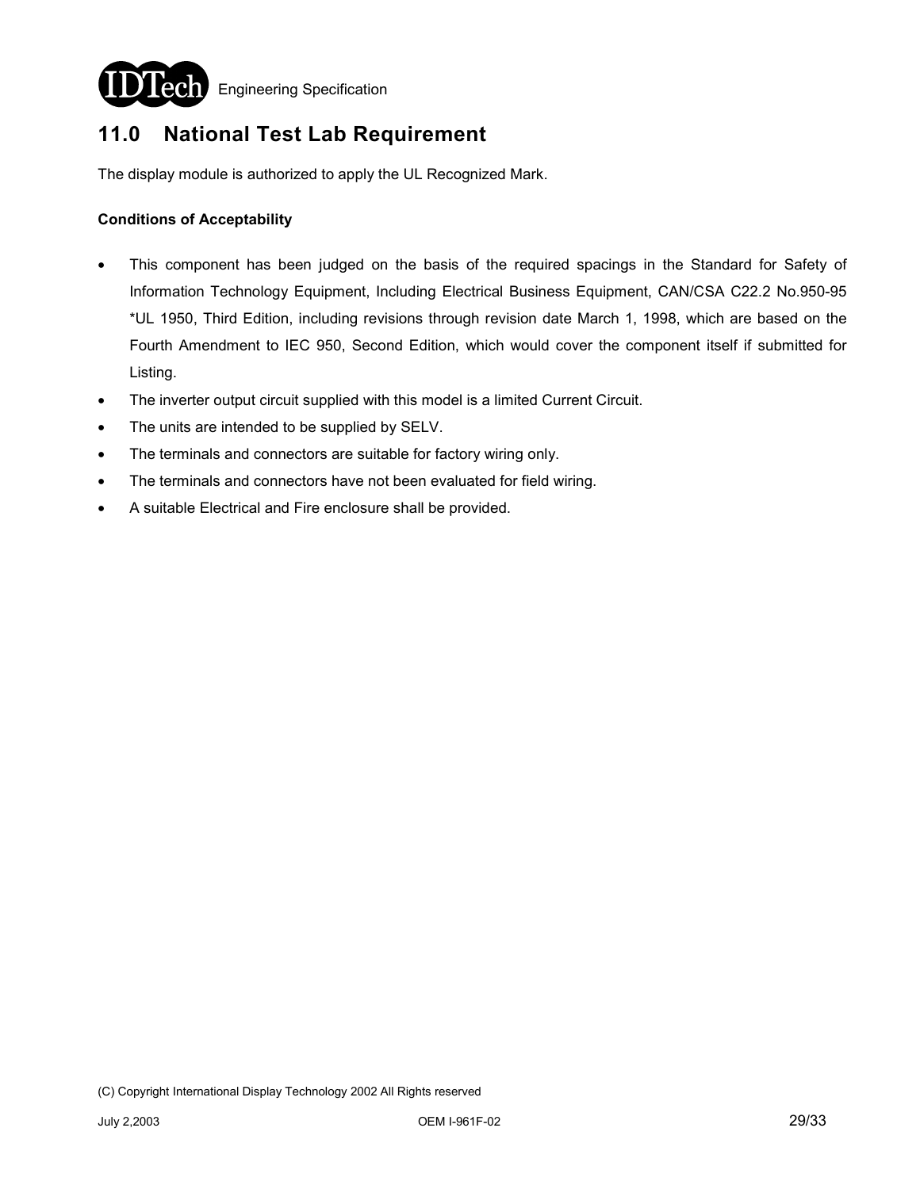## 11.0 National Test Lab Requirement

The display module is authorized to apply the UL Recognized Mark.

**Conditions of Acceptability**

- This component has been judged on the basis of the required spacings in the Standard for Safety of Information Technology Equipment, Including Electrical Business Equipment, CAN/CSA C22.2 No.950-95 *UL 1950, Third Edition, including revisions through revision date March 1, 1998, which are based on the Fourth Amendment to IEC 950, Second Edition, which would cover the component itself if submitted for Listing.
- The inverter output circuit supplied with this model is a limited Current Circuit.
- The units are intended to be supplied by SELV.
- The terminals and connectors are suitable for factory wiring only.
- The terminals and connectors have not been evaluated for field wiring.
- A suitable Electrical and Fire enclosure shall be provided.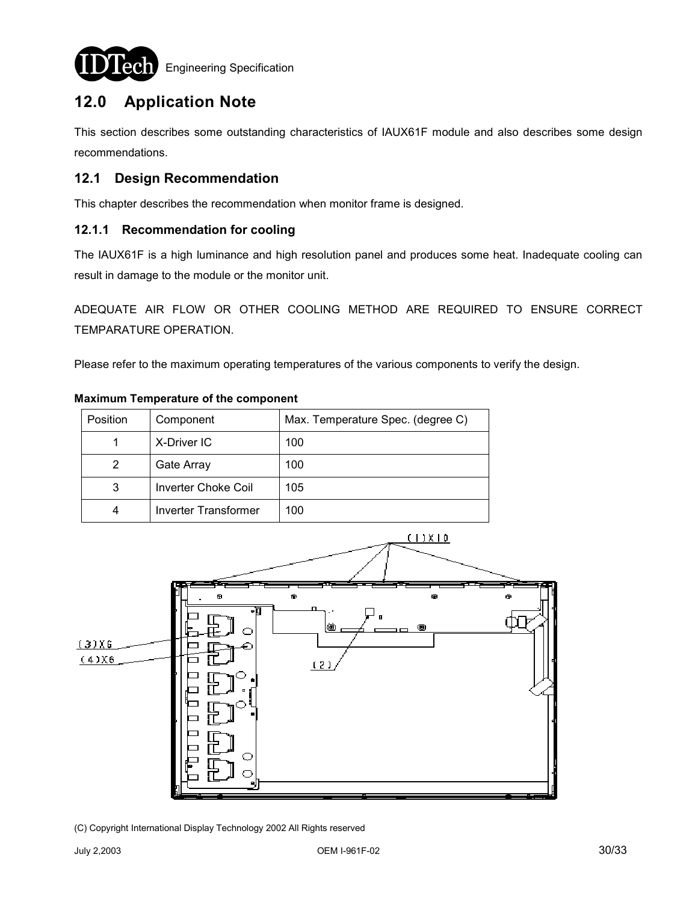# 12.0 Application Note

This section describes some outstanding characteristics of IAUX61F module and also describes some design recommendations.

## 12.1 Design Recommendation

This chapter describes the recommendation when monitor frame is designed.

### 12.1.1 Recommendation for cooling

The IAUX61F is a high luminance and high resolution panel and produces some heat. Inadequate cooling can result in damage to the module or the monitor unit.

ADEQUATE AIR FLOW OR OTHER COOLING METHOD ARE REQUIRED TO ENSURE CORRECT TEMPARATURE OPERATION.

Please refer to the maximum operating temperatures of the various components to verify the design.

**Maximum Temperature of the component**

| Position | Component | Max. Temperature Spec. (degree C) |
|---|---|---|
| 1 | X-Driver IC | 100 |
| 2 | Gate Array | 100 |
| 3 | Inverter Choke Coil | 105 |
| 4 | Inverter Transformer | 100 |

(1)X10

(3)X6

(4)X6

(2)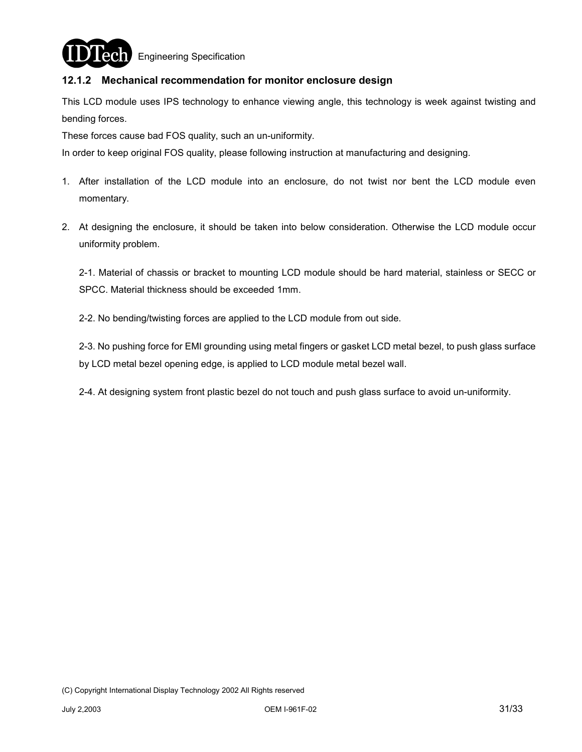### 12.1.2 Mechanical recommendation for monitor enclosure design

This LCD module uses IPS technology to enhance viewing angle, this technology is week against twisting and bending forces.

These forces cause bad FOS quality, such an un-uniformity.

In order to keep original FOS quality, please following instruction at manufacturing and designing.

1. After installation of the LCD module into an enclosure, do not twist nor bent the LCD module even momentary.

2. At designing the enclosure, it should be taken into below consideration. Otherwise the LCD module occur uniformity problem.

   2-1. Material of chassis or bracket to mounting LCD module should be hard material, stainless or SECC or SPCC. Material thickness should be exceeded 1mm.

   2-2. No bending/twisting forces are applied to the LCD module from out side.

   2-3. No pushing force for EMI grounding using metal fingers or gasket LCD metal bezel, to push glass surface by LCD metal bezel opening edge, is applied to LCD module metal bezel wall.

   2-4. At designing system front plastic bezel do not touch and push glass surface to avoid un-uniformity.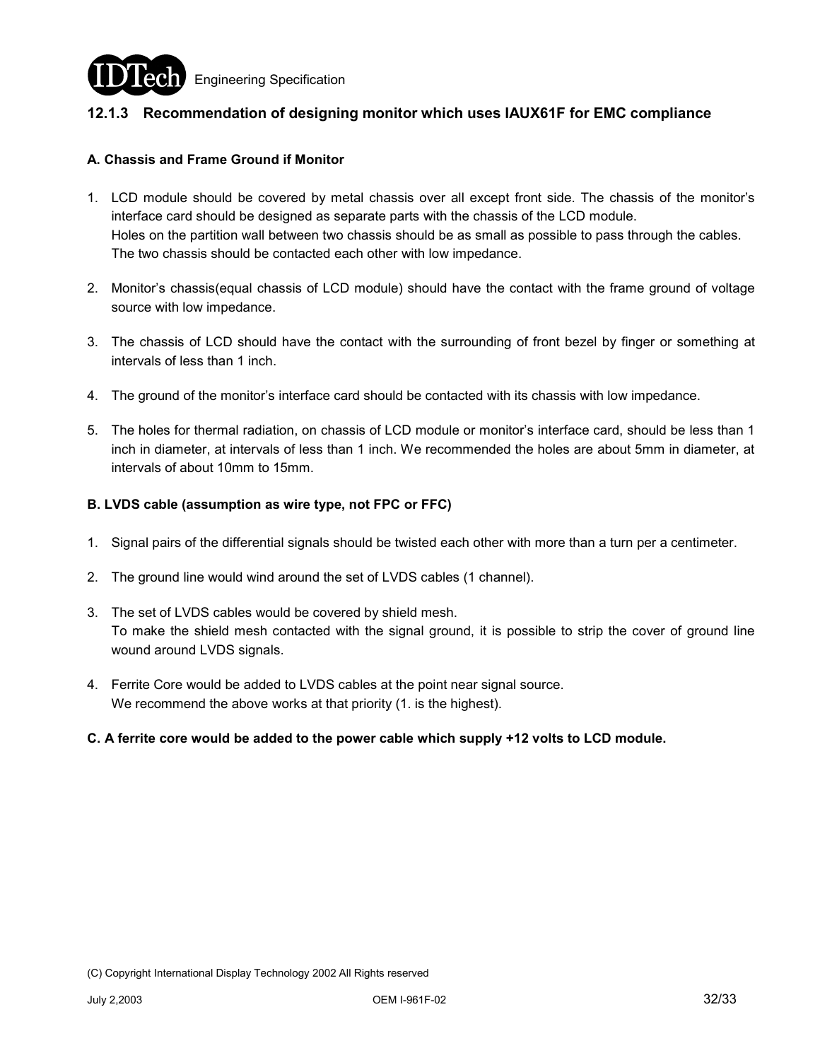### 12.1.3 Recommendation of designing monitor which uses IAUX61F for EMC compliance

**A. Chassis and Frame Ground if Monitor**

1. LCD module should be covered by metal chassis over all except front side. The chassis of the monitor's interface card should be designed as separate parts with the chassis of the LCD module.
   Holes on the partition wall between two chassis should be as small as possible to pass through the cables.
   The two chassis should be contacted each other with low impedance.

2. Monitor's chassis(equal chassis of LCD module) should have the contact with the frame ground of voltage source with low impedance.

3. The chassis of LCD should have the contact with the surrounding of front bezel by finger or something at intervals of less than 1 inch.

4. The ground of the monitor's interface card should be contacted with its chassis with low impedance.

5. The holes for thermal radiation, on chassis of LCD module or monitor's interface card, should be less than 1 inch in diameter, at intervals of less than 1 inch. We recommended the holes are about 5mm in diameter, at intervals of about 10mm to 15mm.

**B. LVDS cable (assumption as wire type, not FPC or FFC)**

1. Signal pairs of the differential signals should be twisted each other with more than a turn per a centimeter.

2. The ground line would wind around the set of LVDS cables (1 channel).

3. The set of LVDS cables would be covered by shield mesh.
   To make the shield mesh contacted with the signal ground, it is possible to strip the cover of ground line wound around LVDS signals.

4. Ferrite Core would be added to LVDS cables at the point near signal source.
   We recommend the above works at that priority (1. is the highest).

**C. A ferrite core would be added to the power cable which supply +12 volts to LCD module.**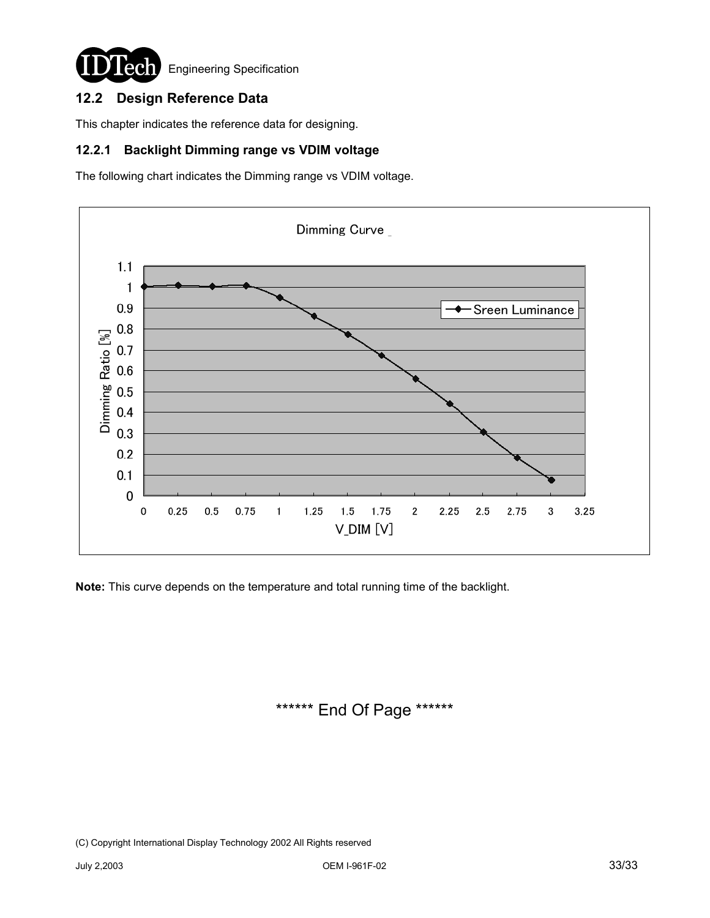## 12.2 Design Reference Data

This chapter indicates the reference data for designing.

### 12.2.1 Backlight Dimming range vs VDIM voltage

The following chart indicates the Dimming range vs VDIM voltage.

Dimming Curve

Dimming Ratio [%]

1.1
1
0.9
0.8
0.7
0.6
0.5
0.4
0.3
0.2
0.1
0

0 0.25 0.5 0.75 1 1.25 1.5 1.75 2 2.25 2.5 2.75 3 3.25

V_DIM [V]

Sreen Luminance

**Note:** This curve depends on the temperature and total running time of the backlight.

****** End Of Page ******

(C) Copyright International Display Technology 2002 All Rights reserved

July 2,2003 OEM I-961F-02